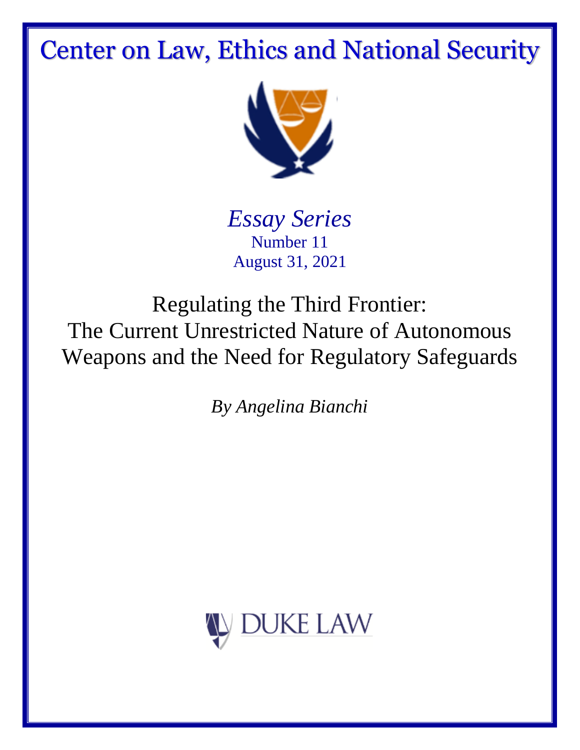# Center on Law, Ethics and National Security

*Essay Series*
Number 11
August 31, 2021

## Regulating the Third Frontier: The Current Unrestricted Nature of Autonomous Weapons and the Need for Regulatory Safeguards

*By Angelina Bianchi*

DUKE LAW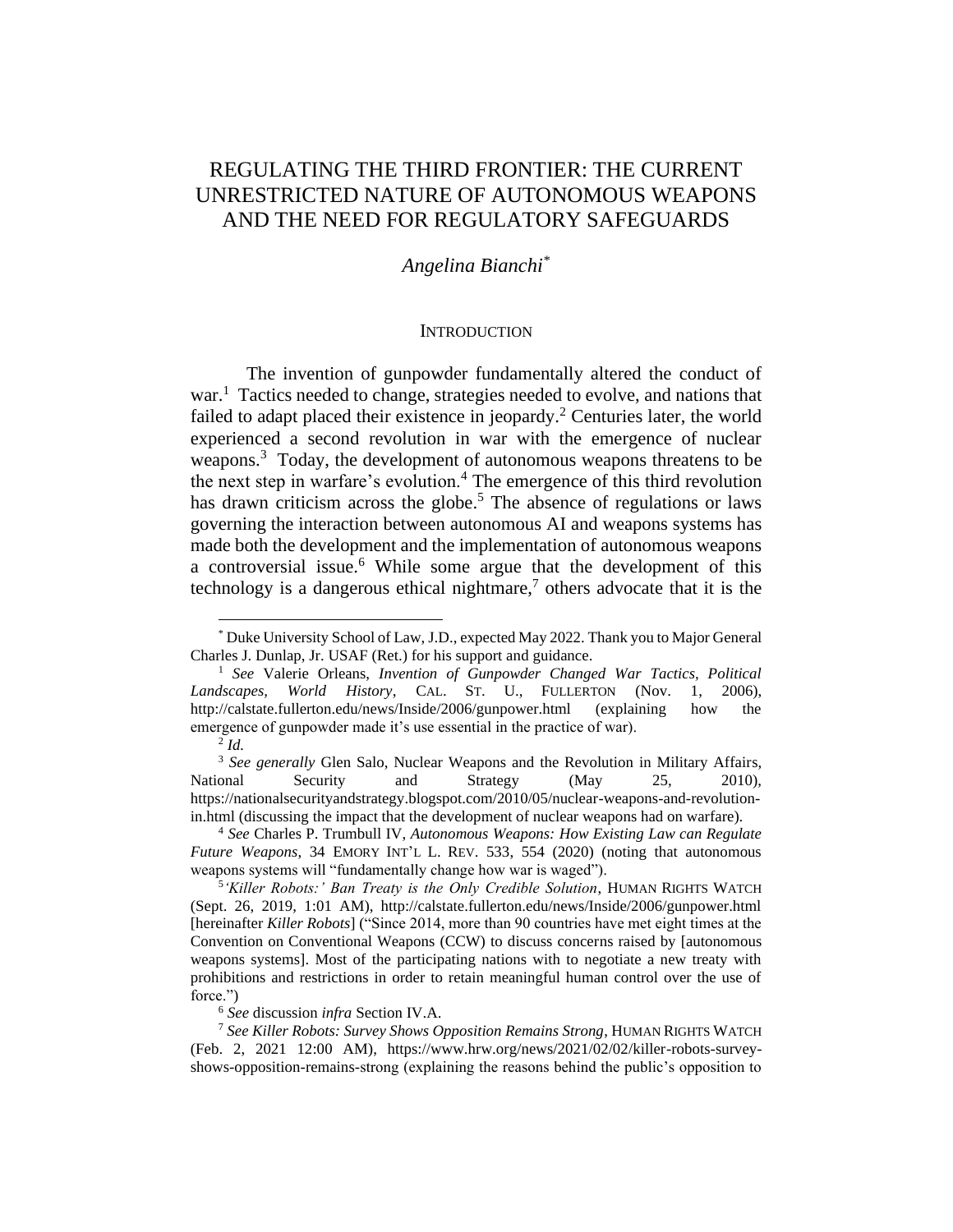# REGULATING THE THIRD FRONTIER: THE CURRENT UNRESTRICTED NATURE OF AUTONOMOUS WEAPONS AND THE NEED FOR REGULATORY SAFEGUARDS

*Angelina Bianchi*[*]

## INTRODUCTION

The invention of gunpowder fundamentally altered the conduct of war.[1] Tactics needed to change, strategies needed to evolve, and nations that failed to adapt placed their existence in jeopardy.[2] Centuries later, the world experienced a second revolution in war with the emergence of nuclear weapons.[3] Today, the development of autonomous weapons threatens to be the next step in warfare's evolution.[4] The emergence of this third revolution has drawn criticism across the globe.[5] The absence of regulations or laws governing the interaction between autonomous AI and weapons systems has made both the development and the implementation of autonomous weapons a controversial issue.[6] While some argue that the development of this technology is a dangerous ethical nightmare,[7] others advocate that it is the

---

[*] Duke University School of Law, J.D., expected May 2022. Thank you to Major General Charles J. Dunlap, Jr. USAF (Ret.) for his support and guidance.

[1] *See* Valerie Orleans, *Invention of Gunpowder Changed War Tactics, Political Landscapes, World History*, CAL. ST. U., FULLERTON (Nov. 1, 2006), http://calstate.fullerton.edu/news/Inside/2006/gunpower.html (explaining how the emergence of gunpowder made it's use essential in the practice of war).

[2] *Id.*

[3] *See generally* Glen Salo, Nuclear Weapons and the Revolution in Military Affairs, National Security and Strategy (May 25, 2010), https://nationalsecurityandstrategy.blogspot.com/2010/05/nuclear-weapons-and-revolution-in.html (discussing the impact that the development of nuclear weapons had on warfare).

[4] *See* Charles P. Trumbull IV, *Autonomous Weapons: How Existing Law can Regulate Future Weapons*, 34 EMORY INT'L L. REV. 533, 554 (2020) (noting that autonomous weapons systems will "fundamentally change how war is waged").

[5] *'Killer Robots:' Ban Treaty is the Only Credible Solution*, HUMAN RIGHTS WATCH (Sept. 26, 2019, 1:01 AM), http://calstate.fullerton.edu/news/Inside/2006/gunpower.html [hereinafter *Killer Robots*] ("Since 2014, more than 90 countries have met eight times at the Convention on Conventional Weapons (CCW) to discuss concerns raised by [autonomous weapons systems]. Most of the participating nations with to negotiate a new treaty with prohibitions and restrictions in order to retain meaningful human control over the use of force.")

[6] *See* discussion *infra* Section IV.A.

[7] *See Killer Robots: Survey Shows Opposition Remains Strong*, HUMAN RIGHTS WATCH (Feb. 2, 2021 12:00 AM), https://www.hrw.org/news/2021/02/02/killer-robots-survey-shows-opposition-remains-strong (explaining the reasons behind the public's opposition to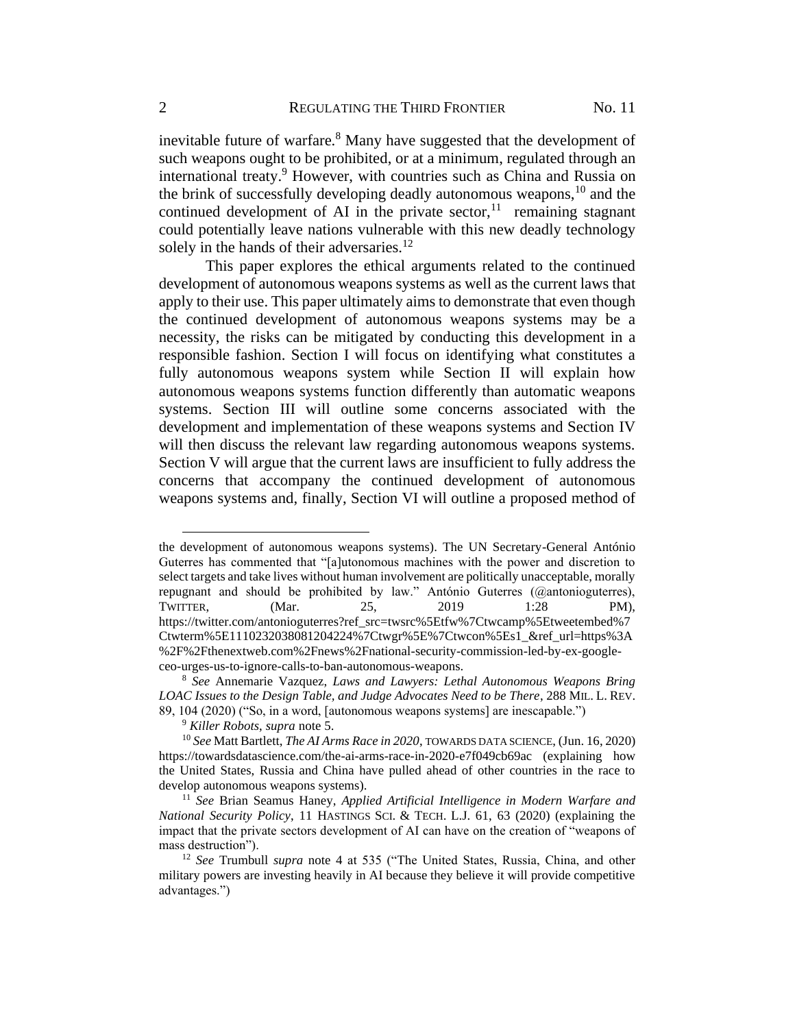inevitable future of warfare.[8] Many have suggested that the development of such weapons ought to be prohibited, or at a minimum, regulated through an international treaty.[9] However, with countries such as China and Russia on the brink of successfully developing deadly autonomous weapons,[10] and the continued development of AI in the private sector,[11] remaining stagnant could potentially leave nations vulnerable with this new deadly technology solely in the hands of their adversaries.[12]

This paper explores the ethical arguments related to the continued development of autonomous weapons systems as well as the current laws that apply to their use. This paper ultimately aims to demonstrate that even though the continued development of autonomous weapons systems may be a necessity, the risks can be mitigated by conducting this development in a responsible fashion. Section I will focus on identifying what constitutes a fully autonomous weapons system while Section II will explain how autonomous weapons systems function differently than automatic weapons systems. Section III will outline some concerns associated with the development and implementation of these weapons systems and Section IV will then discuss the relevant law regarding autonomous weapons systems. Section V will argue that the current laws are insufficient to fully address the concerns that accompany the continued development of autonomous weapons systems and, finally, Section VI will outline a proposed method of

---

the development of autonomous weapons systems). The UN Secretary-General António Guterres has commented that "[a]utonomous machines with the power and discretion to select targets and take lives without human involvement are politically unacceptable, morally repugnant and should be prohibited by law." António Guterres (@antonioguterres), TWITTER, (Mar. 25, 2019 1:28 PM), https://twitter.com/antonioguterres?ref_src=twsrc%5Etfw%7Ctwcamp%5Etweetembed%7Ctwterm%5E1110232038081204224%7Ctwgr%5E%7Ctwcon%5Es1_&ref_url=https%3A%2F%2Fthenextweb.com%2Fnews%2Fnational-security-commission-led-by-ex-google-ceo-urges-us-to-ignore-calls-to-ban-autonomous-weapons.

[8] *See* Annemarie Vazquez, *Laws and Lawyers: Lethal Autonomous Weapons Bring LOAC Issues to the Design Table, and Judge Advocates Need to be There*, 288 MIL. L. REV. 89, 104 (2020) ("So, in a word, [autonomous weapons systems] are inescapable.")

[9] *Killer Robots*, *supra* note 5.

[10] *See* Matt Bartlett, *The AI Arms Race in 2020*, TOWARDS DATA SCIENCE, (Jun. 16, 2020) https://towardsdatascience.com/the-ai-arms-race-in-2020-e7f049cb69ac (explaining how the United States, Russia and China have pulled ahead of other countries in the race to develop autonomous weapons systems).

[11] *See* Brian Seamus Haney, *Applied Artificial Intelligence in Modern Warfare and National Security Policy*, 11 HASTINGS SCI. & TECH. L.J. 61, 63 (2020) (explaining the impact that the private sectors development of AI can have on the creation of "weapons of mass destruction").

[12] *See* Trumbull *supra* note 4 at 535 ("The United States, Russia, China, and other military powers are investing heavily in AI because they believe it will provide competitive advantages.")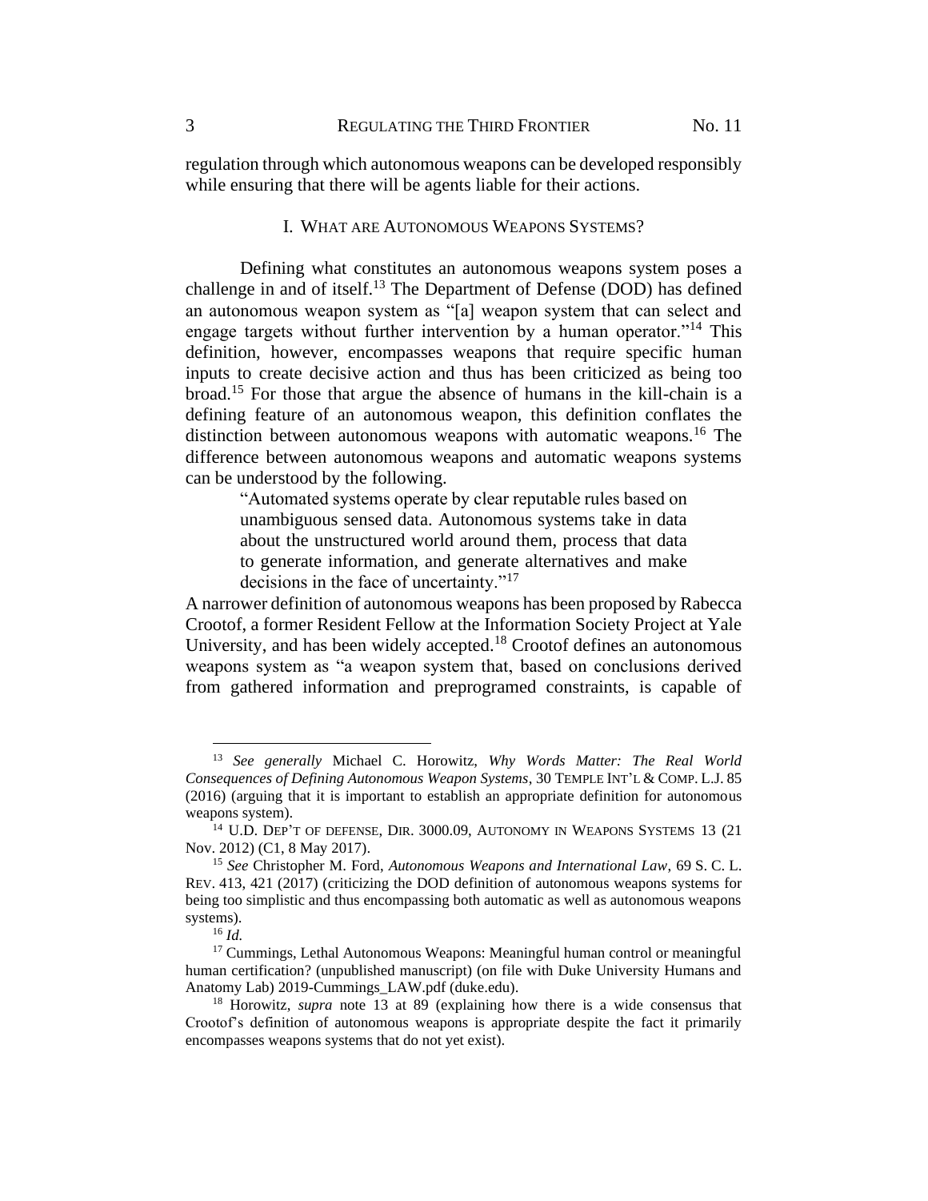regulation through which autonomous weapons can be developed responsibly while ensuring that there will be agents liable for their actions.

## I. WHAT ARE AUTONOMOUS WEAPONS SYSTEMS?

Defining what constitutes an autonomous weapons system poses a challenge in and of itself.[13] The Department of Defense (DOD) has defined an autonomous weapon system as "[a] weapon system that can select and engage targets without further intervention by a human operator."[14] This definition, however, encompasses weapons that require specific human inputs to create decisive action and thus has been criticized as being too broad.[15] For those that argue the absence of humans in the kill-chain is a defining feature of an autonomous weapon, this definition conflates the distinction between autonomous weapons with automatic weapons.[16] The difference between autonomous weapons and automatic weapons systems can be understood by the following.

> "Automated systems operate by clear reputable rules based on unambiguous sensed data. Autonomous systems take in data about the unstructured world around them, process that data to generate information, and generate alternatives and make decisions in the face of uncertainty."[17]

A narrower definition of autonomous weapons has been proposed by Rabecca Crootof, a former Resident Fellow at the Information Society Project at Yale University, and has been widely accepted.[18] Crootof defines an autonomous weapons system as "a weapon system that, based on conclusions derived from gathered information and preprogramed constraints, is capable of

---

[13] *See generally* Michael C. Horowitz, *Why Words Matter: The Real World Consequences of Defining Autonomous Weapon Systems*, 30 TEMPLE INT'L & COMP. L.J. 85 (2016) (arguing that it is important to establish an appropriate definition for autonomous weapons system).

[14] U.D. DEP'T OF DEFENSE, DIR. 3000.09, AUTONOMY IN WEAPONS SYSTEMS 13 (21 Nov. 2012) (C1, 8 May 2017).

[15] *See* Christopher M. Ford, *Autonomous Weapons and International Law*, 69 S. C. L. REV. 413, 421 (2017) (criticizing the DOD definition of autonomous weapons systems for being too simplistic and thus encompassing both automatic as well as autonomous weapons systems).

[16] *Id.*

[17] Cummings, Lethal Autonomous Weapons: Meaningful human control or meaningful human certification? (unpublished manuscript) (on file with Duke University Humans and Anatomy Lab) 2019-Cummings_LAW.pdf (duke.edu).

[18] Horowitz, *supra* note 13 at 89 (explaining how there is a wide consensus that Crootof's definition of autonomous weapons is appropriate despite the fact it primarily encompasses weapons systems that do not yet exist).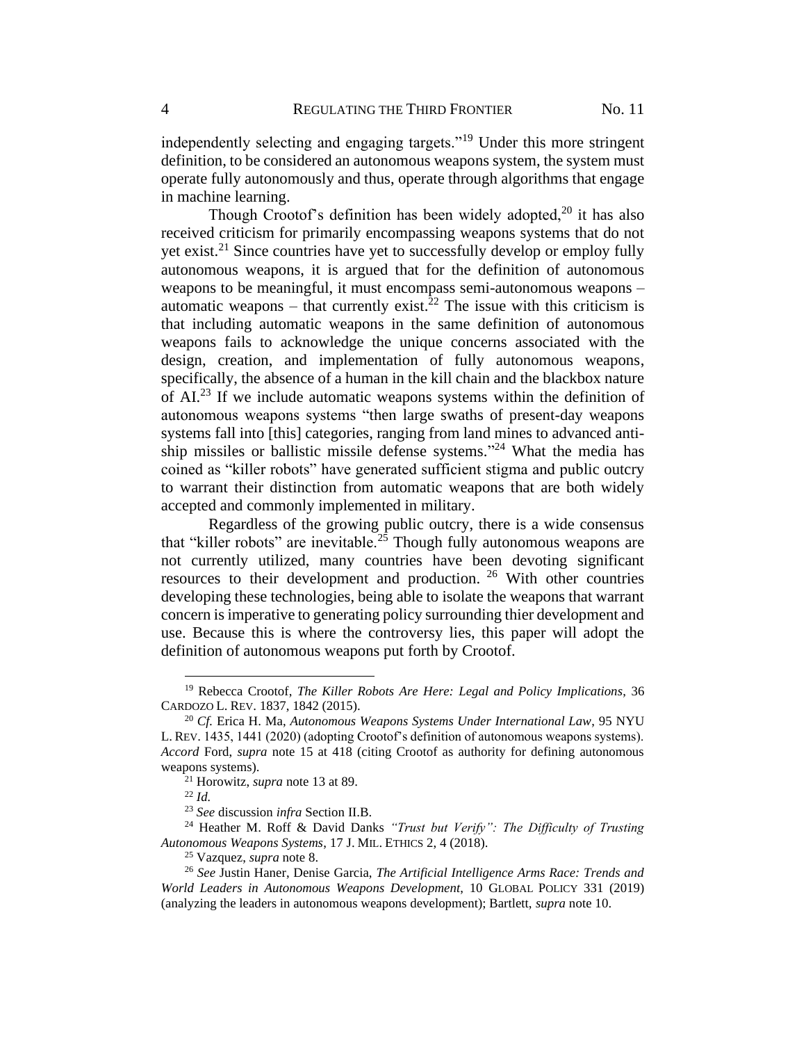independently selecting and engaging targets."[19] Under this more stringent definition, to be considered an autonomous weapons system, the system must operate fully autonomously and thus, operate through algorithms that engage in machine learning.

Though Crootof's definition has been widely adopted,[20] it has also received criticism for primarily encompassing weapons systems that do not yet exist.[21] Since countries have yet to successfully develop or employ fully autonomous weapons, it is argued that for the definition of autonomous weapons to be meaningful, it must encompass semi-autonomous weapons – automatic weapons – that currently exist.[22] The issue with this criticism is that including automatic weapons in the same definition of autonomous weapons fails to acknowledge the unique concerns associated with the design, creation, and implementation of fully autonomous weapons, specifically, the absence of a human in the kill chain and the blackbox nature of AI.[23] If we include automatic weapons systems within the definition of autonomous weapons systems "then large swaths of present-day weapons systems fall into [this] categories, ranging from land mines to advanced anti-ship missiles or ballistic missile defense systems."[24] What the media has coined as "killer robots" have generated sufficient stigma and public outcry to warrant their distinction from automatic weapons that are both widely accepted and commonly implemented in military.

Regardless of the growing public outcry, there is a wide consensus that "killer robots" are inevitable.[25] Though fully autonomous weapons are not currently utilized, many countries have been devoting significant resources to their development and production.[26] With other countries developing these technologies, being able to isolate the weapons that warrant concern is imperative to generating policy surrounding thier development and use. Because this is where the controversy lies, this paper will adopt the definition of autonomous weapons put forth by Crootof.

---

[19] Rebecca Crootof, *The Killer Robots Are Here: Legal and Policy Implications*, 36 CARDOZO L. REV. 1837, 1842 (2015).

[20] *Cf.* Erica H. Ma, *Autonomous Weapons Systems Under International Law*, 95 NYU L. REV. 1435, 1441 (2020) (adopting Crootof's definition of autonomous weapons systems). *Accord* Ford, *supra* note 15 at 418 (citing Crootof as authority for defining autonomous weapons systems).

[21] Horowitz, *supra* note 13 at 89.

[22] *Id.*

[23] *See* discussion *infra* Section II.B.

[24] Heather M. Roff & David Danks *"Trust but Verify": The Difficulty of Trusting Autonomous Weapons Systems*, 17 J. MIL. ETHICS 2, 4 (2018).

[25] Vazquez, *supra* note 8.

[26] *See* Justin Haner, Denise Garcia, *The Artificial Intelligence Arms Race: Trends and World Leaders in Autonomous Weapons Development*, 10 GLOBAL POLICY 331 (2019) (analyzing the leaders in autonomous weapons development); Bartlett, *supra* note 10.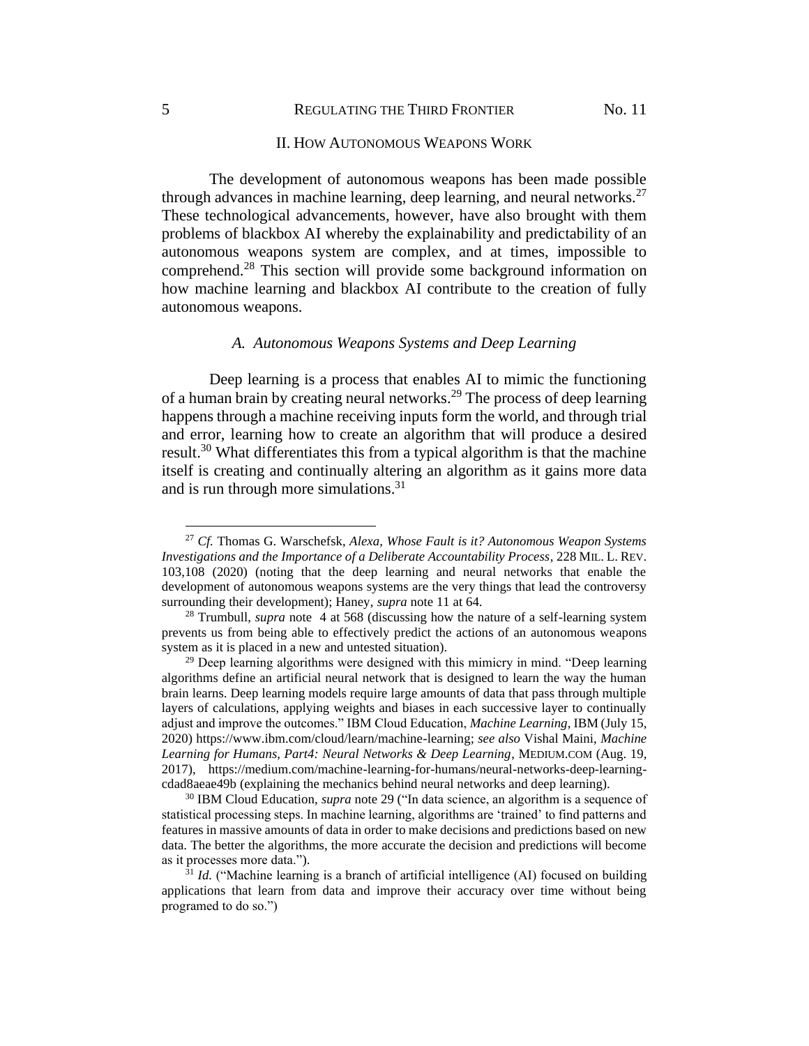## II. How Autonomous Weapons Work

The development of autonomous weapons has been made possible through advances in machine learning, deep learning, and neural networks.[27] These technological advancements, however, have also brought with them problems of blackbox AI whereby the explainability and predictability of an autonomous weapons system are complex, and at times, impossible to comprehend.[28] This section will provide some background information on how machine learning and blackbox AI contribute to the creation of fully autonomous weapons.

### *A. Autonomous Weapons Systems and Deep Learning*

Deep learning is a process that enables AI to mimic the functioning of a human brain by creating neural networks.[29] The process of deep learning happens through a machine receiving inputs form the world, and through trial and error, learning how to create an algorithm that will produce a desired result.[30] What differentiates this from a typical algorithm is that the machine itself is creating and continually altering an algorithm as it gains more data and is run through more simulations.[31]

---

[27] *Cf.* Thomas G. Warschefsk, *Alexa, Whose Fault is it? Autonomous Weapon Systems Investigations and the Importance of a Deliberate Accountability Process*, 228 MIL. L. REV. 103,108 (2020) (noting that the deep learning and neural networks that enable the development of autonomous weapons systems are the very things that lead the controversy surrounding their development); Haney, *supra* note 11 at 64.

[28] Trumbull, *supra* note 4 at 568 (discussing how the nature of a self-learning system prevents us from being able to effectively predict the actions of an autonomous weapons system as it is placed in a new and untested situation).

[29] Deep learning algorithms were designed with this mimicry in mind. "Deep learning algorithms define an artificial neural network that is designed to learn the way the human brain learns. Deep learning models require large amounts of data that pass through multiple layers of calculations, applying weights and biases in each successive layer to continually adjust and improve the outcomes." IBM Cloud Education, *Machine Learning*, IBM (July 15, 2020) https://www.ibm.com/cloud/learn/machine-learning; *see also* Vishal Maini, *Machine Learning for Humans, Part4: Neural Networks & Deep Learning*, MEDIUM.COM (Aug. 19, 2017), https://medium.com/machine-learning-for-humans/neural-networks-deep-learning-cdad8aeae49b (explaining the mechanics behind neural networks and deep learning).

[30] IBM Cloud Education, *supra* note 29 ("In data science, an algorithm is a sequence of statistical processing steps. In machine learning, algorithms are 'trained' to find patterns and features in massive amounts of data in order to make decisions and predictions based on new data. The better the algorithms, the more accurate the decision and predictions will become as it processes more data.").

[31] *Id.* ("Machine learning is a branch of artificial intelligence (AI) focused on building applications that learn from data and improve their accuracy over time without being programed to do so.")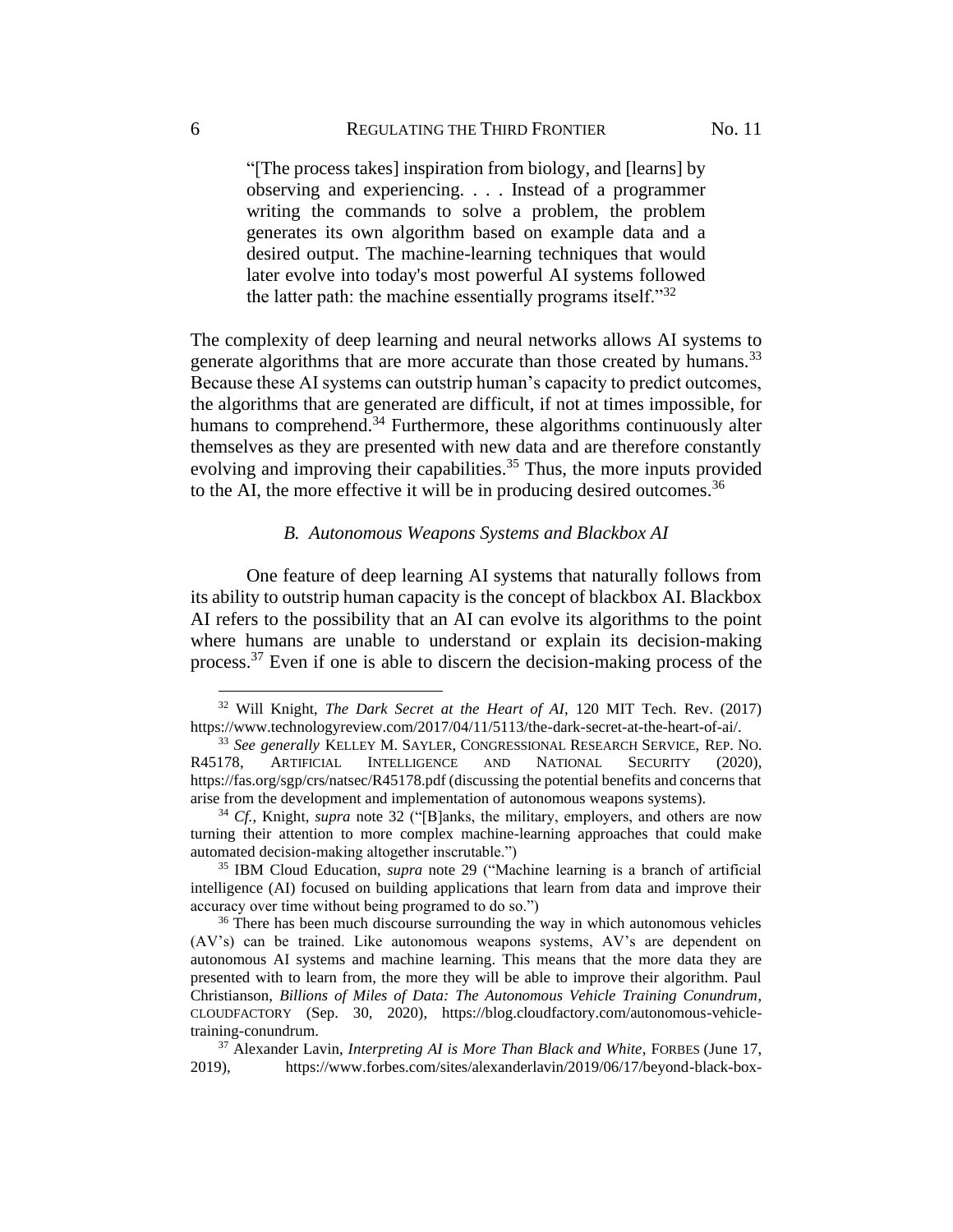> "[The process takes] inspiration from biology, and [learns] by observing and experiencing. . . . Instead of a programmer writing the commands to solve a problem, the problem generates its own algorithm based on example data and a desired output. The machine-learning techniques that would later evolve into today's most powerful AI systems followed the latter path: the machine essentially programs itself."[32]

The complexity of deep learning and neural networks allows AI systems to generate algorithms that are more accurate than those created by humans.[33] Because these AI systems can outstrip human's capacity to predict outcomes, the algorithms that are generated are difficult, if not at times impossible, for humans to comprehend.[34] Furthermore, these algorithms continuously alter themselves as they are presented with new data and are therefore constantly evolving and improving their capabilities.[35] Thus, the more inputs provided to the AI, the more effective it will be in producing desired outcomes.[36]

### *B. Autonomous Weapons Systems and Blackbox AI*

One feature of deep learning AI systems that naturally follows from its ability to outstrip human capacity is the concept of blackbox AI. Blackbox AI refers to the possibility that an AI can evolve its algorithms to the point where humans are unable to understand or explain its decision-making process.[37] Even if one is able to discern the decision-making process of the

---

[32] Will Knight, *The Dark Secret at the Heart of AI*, 120 MIT Tech. Rev. (2017) https://www.technologyreview.com/2017/04/11/5113/the-dark-secret-at-the-heart-of-ai/.

[33] *See generally* KELLEY M. SAYLER, CONGRESSIONAL RESEARCH SERVICE, REP. NO. R45178, ARTIFICIAL INTELLIGENCE AND NATIONAL SECURITY (2020), https://fas.org/sgp/crs/natsec/R45178.pdf (discussing the potential benefits and concerns that arise from the development and implementation of autonomous weapons systems).

[34] *Cf.*, Knight, *supra* note 32 ("[B]anks, the military, employers, and others are now turning their attention to more complex machine-learning approaches that could make automated decision-making altogether inscrutable.")

[35] IBM Cloud Education, *supra* note 29 ("Machine learning is a branch of artificial intelligence (AI) focused on building applications that learn from data and improve their accuracy over time without being programed to do so.")

[36] There has been much discourse surrounding the way in which autonomous vehicles (AV's) can be trained. Like autonomous weapons systems, AV's are dependent on autonomous AI systems and machine learning. This means that the more data they are presented with to learn from, the more they will be able to improve their algorithm. Paul Christianson, *Billions of Miles of Data: The Autonomous Vehicle Training Conundrum*, CLOUDFACTORY (Sep. 30, 2020), https://blog.cloudfactory.com/autonomous-vehicle-training-conundrum.

[37] Alexander Lavin, *Interpreting AI is More Than Black and White*, FORBES (June 17, 2019), https://www.forbes.com/sites/alexanderlavin/2019/06/17/beyond-black-box-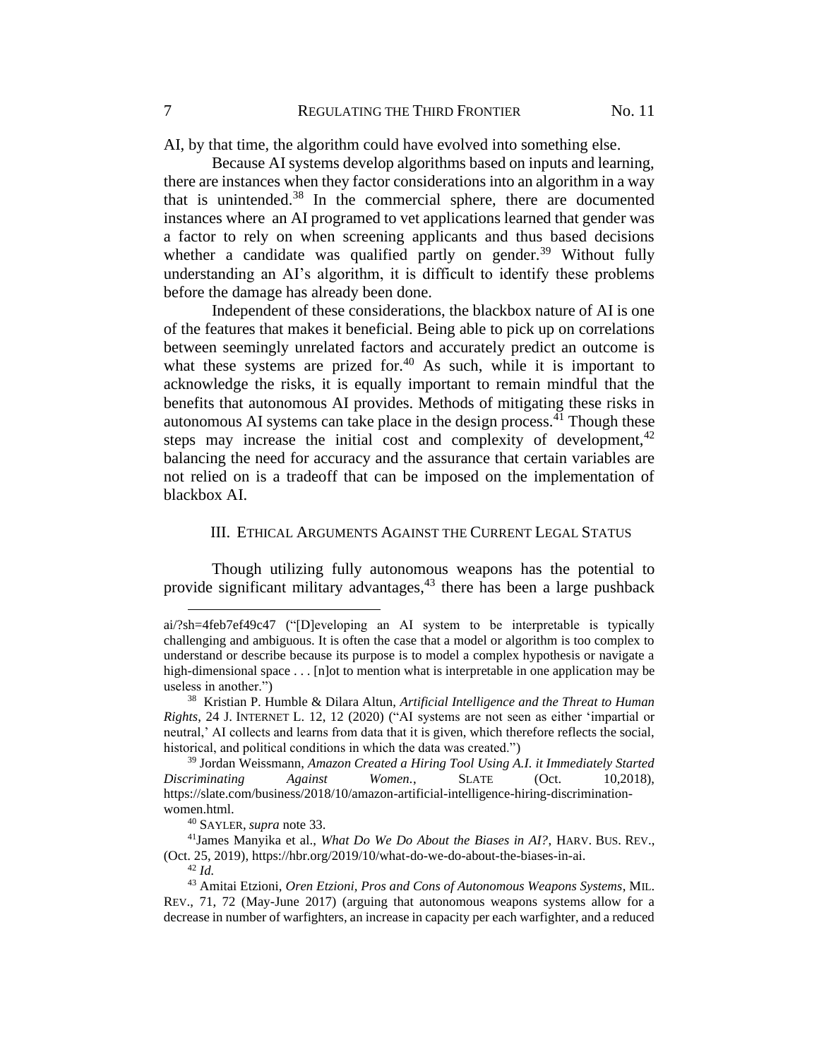AI, by that time, the algorithm could have evolved into something else.

Because AI systems develop algorithms based on inputs and learning, there are instances when they factor considerations into an algorithm in a way that is unintended.[38] In the commercial sphere, there are documented instances where an AI programed to vet applications learned that gender was a factor to rely on when screening applicants and thus based decisions whether a candidate was qualified partly on gender.[39] Without fully understanding an AI's algorithm, it is difficult to identify these problems before the damage has already been done.

Independent of these considerations, the blackbox nature of AI is one of the features that makes it beneficial. Being able to pick up on correlations between seemingly unrelated factors and accurately predict an outcome is what these systems are prized for.[40] As such, while it is important to acknowledge the risks, it is equally important to remain mindful that the benefits that autonomous AI provides. Methods of mitigating these risks in autonomous AI systems can take place in the design process.[41] Though these steps may increase the initial cost and complexity of development,[42] balancing the need for accuracy and the assurance that certain variables are not relied on is a tradeoff that can be imposed on the implementation of blackbox AI.

## III. ETHICAL ARGUMENTS AGAINST THE CURRENT LEGAL STATUS

Though utilizing fully autonomous weapons has the potential to provide significant military advantages,[43] there has been a large pushback

---

ai/?sh=4feb7ef49c47 ("[D]eveloping an AI system to be interpretable is typically challenging and ambiguous. It is often the case that a model or algorithm is too complex to understand or describe because its purpose is to model a complex hypothesis or navigate a high-dimensional space . . . [n]ot to mention what is interpretable in one application may be useless in another.")

[38] Kristian P. Humble & Dilara Altun, *Artificial Intelligence and the Threat to Human Rights*, 24 J. INTERNET L. 12, 12 (2020) ("AI systems are not seen as either 'impartial or neutral,' AI collects and learns from data that it is given, which therefore reflects the social, historical, and political conditions in which the data was created.")

[39] Jordan Weissmann, *Amazon Created a Hiring Tool Using A.I. it Immediately Started Discriminating Against Women.*, SLATE (Oct. 10,2018), https://slate.com/business/2018/10/amazon-artificial-intelligence-hiring-discrimination-women.html.

[40] SAYLER, *supra* note 33.

[41] James Manyika et al., *What Do We Do About the Biases in AI?*, HARV. BUS. REV., (Oct. 25, 2019), https://hbr.org/2019/10/what-do-we-do-about-the-biases-in-ai.

[42] *Id.*

[43] Amitai Etzioni, *Oren Etzioni, Pros and Cons of Autonomous Weapons Systems*, MIL. REV., 71, 72 (May-June 2017) (arguing that autonomous weapons systems allow for a decrease in number of warfighters, an increase in capacity per each warfighter, and a reduced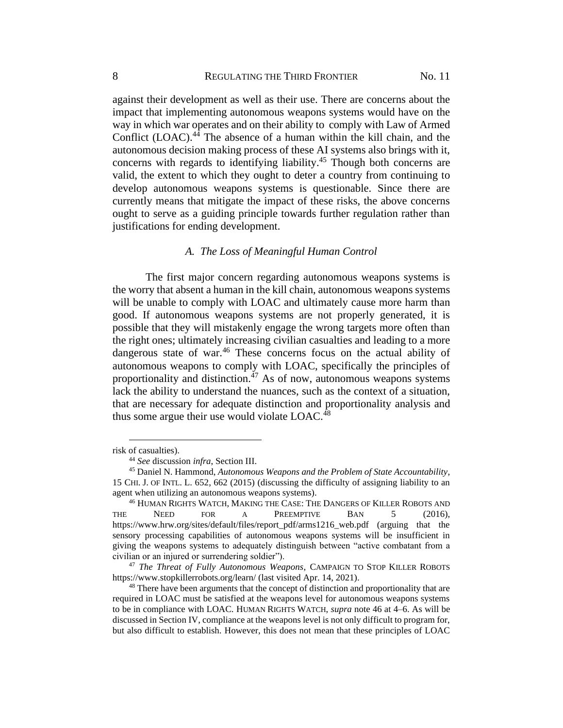against their development as well as their use. There are concerns about the impact that implementing autonomous weapons systems would have on the way in which war operates and on their ability to comply with Law of Armed Conflict (LOAC).[44] The absence of a human within the kill chain, and the autonomous decision making process of these AI systems also brings with it, concerns with regards to identifying liability.[45] Though both concerns are valid, the extent to which they ought to deter a country from continuing to develop autonomous weapons systems is questionable. Since there are currently means that mitigate the impact of these risks, the above concerns ought to serve as a guiding principle towards further regulation rather than justifications for ending development.

### A. *The Loss of Meaningful Human Control*

The first major concern regarding autonomous weapons systems is the worry that absent a human in the kill chain, autonomous weapons systems will be unable to comply with LOAC and ultimately cause more harm than good. If autonomous weapons systems are not properly generated, it is possible that they will mistakenly engage the wrong targets more often than the right ones; ultimately increasing civilian casualties and leading to a more dangerous state of war.[46] These concerns focus on the actual ability of autonomous weapons to comply with LOAC, specifically the principles of proportionality and distinction.[47] As of now, autonomous weapons systems lack the ability to understand the nuances, such as the context of a situation, that are necessary for adequate distinction and proportionality analysis and thus some argue their use would violate LOAC.[48]

---

risk of casualties).

[44] *See* discussion *infra*, Section III.

[45] Daniel N. Hammond, *Autonomous Weapons and the Problem of State Accountability*, 15 CHI. J. OF INTL. L. 652, 662 (2015) (discussing the difficulty of assigning liability to an agent when utilizing an autonomous weapons systems).

[46] HUMAN RIGHTS WATCH, MAKING THE CASE: THE DANGERS OF KILLER ROBOTS AND THE NEED FOR A PREEMPTIVE BAN 5 (2016), https://www.hrw.org/sites/default/files/report_pdf/arms1216_web.pdf (arguing that the sensory processing capabilities of autonomous weapons systems will be insufficient in giving the weapons systems to adequately distinguish between "active combatant from a civilian or an injured or surrendering soldier").

[47] *The Threat of Fully Autonomous Weapons*, CAMPAIGN TO STOP KILLER ROBOTS https://www.stopkillerrobots.org/learn/ (last visited Apr. 14, 2021).

[48] There have been arguments that the concept of distinction and proportionality that are required in LOAC must be satisfied at the weapons level for autonomous weapons systems to be in compliance with LOAC. HUMAN RIGHTS WATCH, *supra* note 46 at 4–6. As will be discussed in Section IV, compliance at the weapons level is not only difficult to program for, but also difficult to establish. However, this does not mean that these principles of LOAC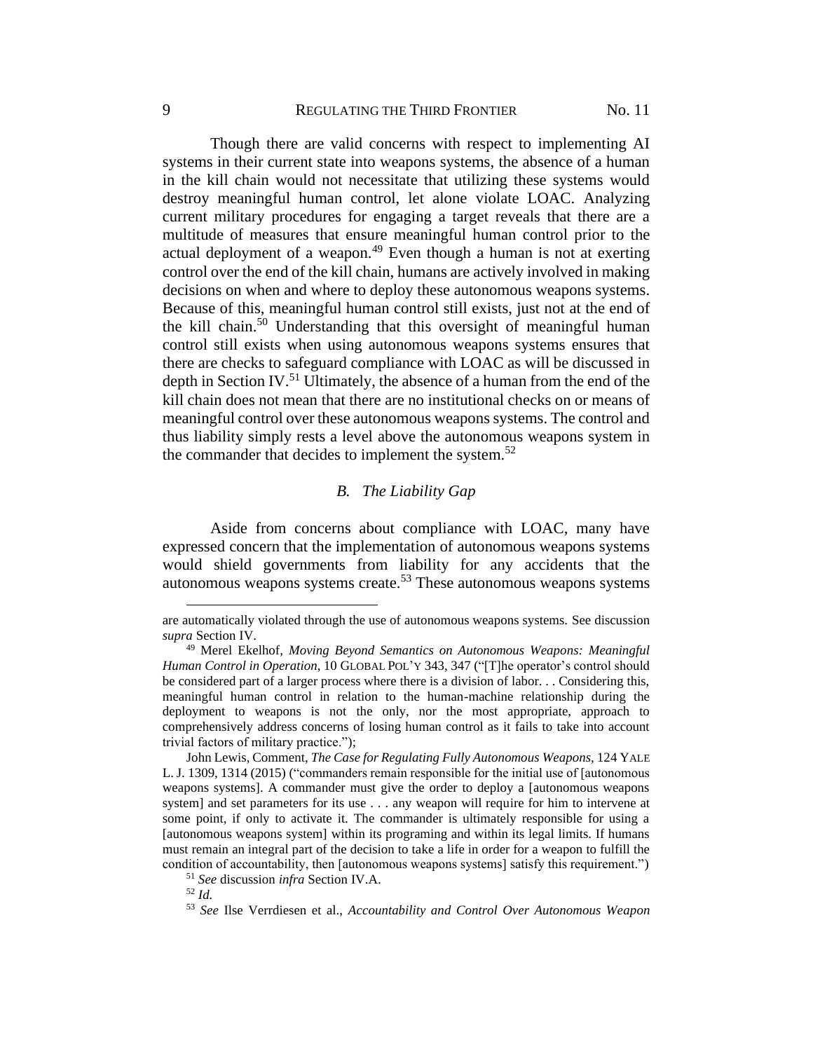Though there are valid concerns with respect to implementing AI systems in their current state into weapons systems, the absence of a human in the kill chain would not necessitate that utilizing these systems would destroy meaningful human control, let alone violate LOAC. Analyzing current military procedures for engaging a target reveals that there are a multitude of measures that ensure meaningful human control prior to the actual deployment of a weapon.[49] Even though a human is not at exerting control over the end of the kill chain, humans are actively involved in making decisions on when and where to deploy these autonomous weapons systems. Because of this, meaningful human control still exists, just not at the end of the kill chain.[50] Understanding that this oversight of meaningful human control still exists when using autonomous weapons systems ensures that there are checks to safeguard compliance with LOAC as will be discussed in depth in Section IV.[51] Ultimately, the absence of a human from the end of the kill chain does not mean that there are no institutional checks on or means of meaningful control over these autonomous weapons systems. The control and thus liability simply rests a level above the autonomous weapons system in the commander that decides to implement the system.[52]

### *B. The Liability Gap*

Aside from concerns about compliance with LOAC, many have expressed concern that the implementation of autonomous weapons systems would shield governments from liability for any accidents that the autonomous weapons systems create.[53] These autonomous weapons systems

---

are automatically violated through the use of autonomous weapons systems. See discussion *supra* Section IV.

[49] Merel Ekelhof, *Moving Beyond Semantics on Autonomous Weapons: Meaningful Human Control in Operation*, 10 GLOBAL POL'Y 343, 347 ("[T]he operator's control should be considered part of a larger process where there is a division of labor. . . Considering this, meaningful human control in relation to the human-machine relationship during the deployment to weapons is not the only, nor the most appropriate, approach to comprehensively address concerns of losing human control as it fails to take into account trivial factors of military practice.");

John Lewis, Comment, *The Case for Regulating Fully Autonomous Weapons*, 124 YALE L. J. 1309, 1314 (2015) ("commanders remain responsible for the initial use of [autonomous weapons systems]. A commander must give the order to deploy a [autonomous weapons system] and set parameters for its use . . . any weapon will require for him to intervene at some point, if only to activate it. The commander is ultimately responsible for using a [autonomous weapons system] within its programing and within its legal limits. If humans must remain an integral part of the decision to take a life in order for a weapon to fulfill the condition of accountability, then [autonomous weapons systems] satisfy this requirement.")

[51] *See* discussion *infra* Section IV.A.

[52] *Id.*

[53] *See* Ilse Verrdiesen et al., *Accountability and Control Over Autonomous Weapon*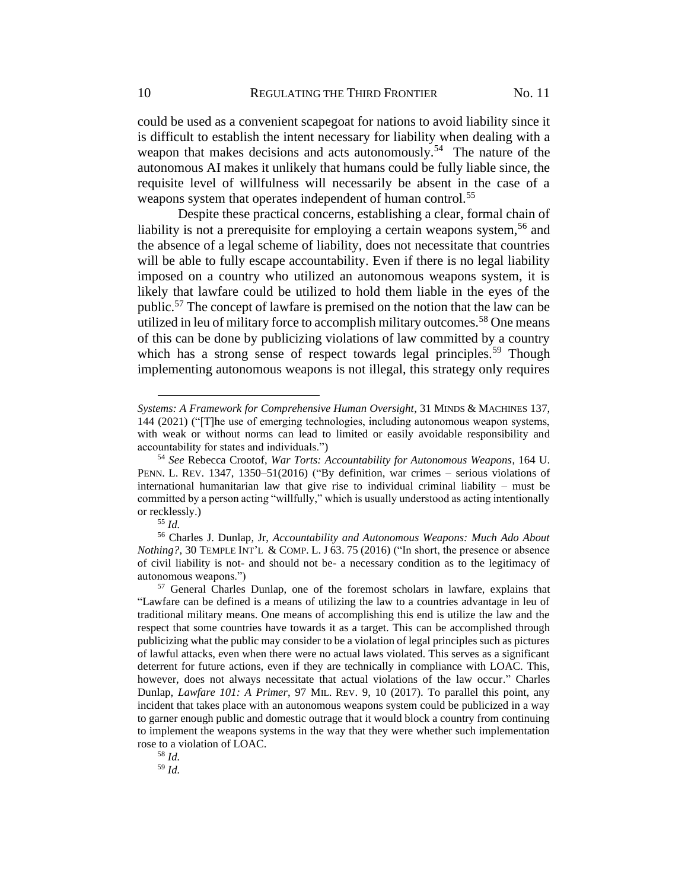could be used as a convenient scapegoat for nations to avoid liability since it is difficult to establish the intent necessary for liability when dealing with a weapon that makes decisions and acts autonomously.[54] The nature of the autonomous AI makes it unlikely that humans could be fully liable since, the requisite level of willfulness will necessarily be absent in the case of a weapons system that operates independent of human control.[55]

Despite these practical concerns, establishing a clear, formal chain of liability is not a prerequisite for employing a certain weapons system,[56] and the absence of a legal scheme of liability, does not necessitate that countries will be able to fully escape accountability. Even if there is no legal liability imposed on a country who utilized an autonomous weapons system, it is likely that lawfare could be utilized to hold them liable in the eyes of the public.[57] The concept of lawfare is premised on the notion that the law can be utilized in leu of military force to accomplish military outcomes.[58] One means of this can be done by publicizing violations of law committed by a country which has a strong sense of respect towards legal principles.[59] Though implementing autonomous weapons is not illegal, this strategy only requires

---

*Systems: A Framework for Comprehensive Human Oversight*, 31 MINDS & MACHINES 137, 144 (2021) ("[T]he use of emerging technologies, including autonomous weapon systems, with weak or without norms can lead to limited or easily avoidable responsibility and accountability for states and individuals.")

[54] *See* Rebecca Crootof, *War Torts: Accountability for Autonomous Weapons*, 164 U. PENN. L. REV. 1347, 1350–51(2016) ("By definition, war crimes – serious violations of international humanitarian law that give rise to individual criminal liability – must be committed by a person acting "willfully," which is usually understood as acting intentionally or recklessly.)

[55] *Id.*

[56] Charles J. Dunlap, Jr, *Accountability and Autonomous Weapons: Much Ado About Nothing?*, 30 TEMPLE INT'L & COMP. L. J 63. 75 (2016) ("In short, the presence or absence of civil liability is not- and should not be- a necessary condition as to the legitimacy of autonomous weapons.")

[57] General Charles Dunlap, one of the foremost scholars in lawfare, explains that "Lawfare can be defined is a means of utilizing the law to a countries advantage in leu of traditional military means. One means of accomplishing this end is utilize the law and the respect that some countries have towards it as a target. This can be accomplished through publicizing what the public may consider to be a violation of legal principles such as pictures of lawful attacks, even when there were no actual laws violated. This serves as a significant deterrent for future actions, even if they are technically in compliance with LOAC. This, however, does not always necessitate that actual violations of the law occur." Charles Dunlap, *Lawfare 101: A Primer*, 97 MIL. REV. 9, 10 (2017). To parallel this point, any incident that takes place with an autonomous weapons system could be publicized in a way to garner enough public and domestic outrage that it would block a country from continuing to implement the weapons systems in the way that they were whether such implementation rose to a violation of LOAC.

[58] *Id.*

[59] *Id.*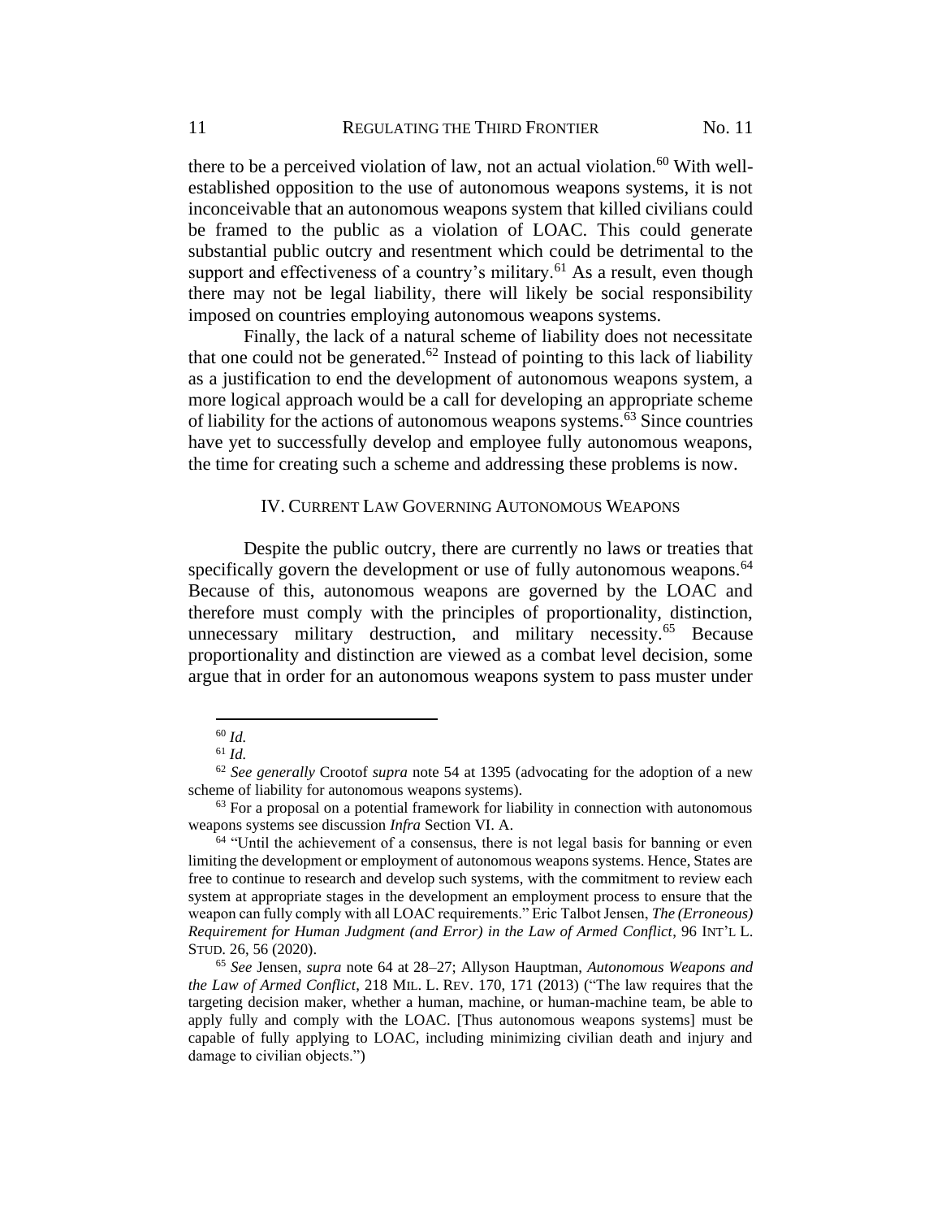there to be a perceived violation of law, not an actual violation.[60] With well-established opposition to the use of autonomous weapons systems, it is not inconceivable that an autonomous weapons system that killed civilians could be framed to the public as a violation of LOAC. This could generate substantial public outcry and resentment which could be detrimental to the support and effectiveness of a country's military.[61] As a result, even though there may not be legal liability, there will likely be social responsibility imposed on countries employing autonomous weapons systems.

Finally, the lack of a natural scheme of liability does not necessitate that one could not be generated.[62] Instead of pointing to this lack of liability as a justification to end the development of autonomous weapons system, a more logical approach would be a call for developing an appropriate scheme of liability for the actions of autonomous weapons systems.[63] Since countries have yet to successfully develop and employee fully autonomous weapons, the time for creating such a scheme and addressing these problems is now.

## IV. Current Law Governing Autonomous Weapons

Despite the public outcry, there are currently no laws or treaties that specifically govern the development or use of fully autonomous weapons.[64] Because of this, autonomous weapons are governed by the LOAC and therefore must comply with the principles of proportionality, distinction, unnecessary military destruction, and military necessity.[65] Because proportionality and distinction are viewed as a combat level decision, some argue that in order for an autonomous weapons system to pass muster under

---

[60] *Id.*

[61] *Id.*

[62] *See generally* Crootof *supra* note 54 at 1395 (advocating for the adoption of a new scheme of liability for autonomous weapons systems).

[63] For a proposal on a potential framework for liability in connection with autonomous weapons systems see discussion *Infra* Section VI. A.

[64] "Until the achievement of a consensus, there is not legal basis for banning or even limiting the development or employment of autonomous weapons systems. Hence, States are free to continue to research and develop such systems, with the commitment to review each system at appropriate stages in the development an employment process to ensure that the weapon can fully comply with all LOAC requirements." Eric Talbot Jensen, *The (Erroneous) Requirement for Human Judgment (and Error) in the Law of Armed Conflict*, 96 INT'L L. STUD. 26, 56 (2020).

[65] *See* Jensen, *supra* note 64 at 28–27; Allyson Hauptman, *Autonomous Weapons and the Law of Armed Conflict*, 218 MIL. L. REV. 170, 171 (2013) ("The law requires that the targeting decision maker, whether a human, machine, or human-machine team, be able to apply fully and comply with the LOAC. [Thus autonomous weapons systems] must be capable of fully applying to LOAC, including minimizing civilian death and injury and damage to civilian objects.")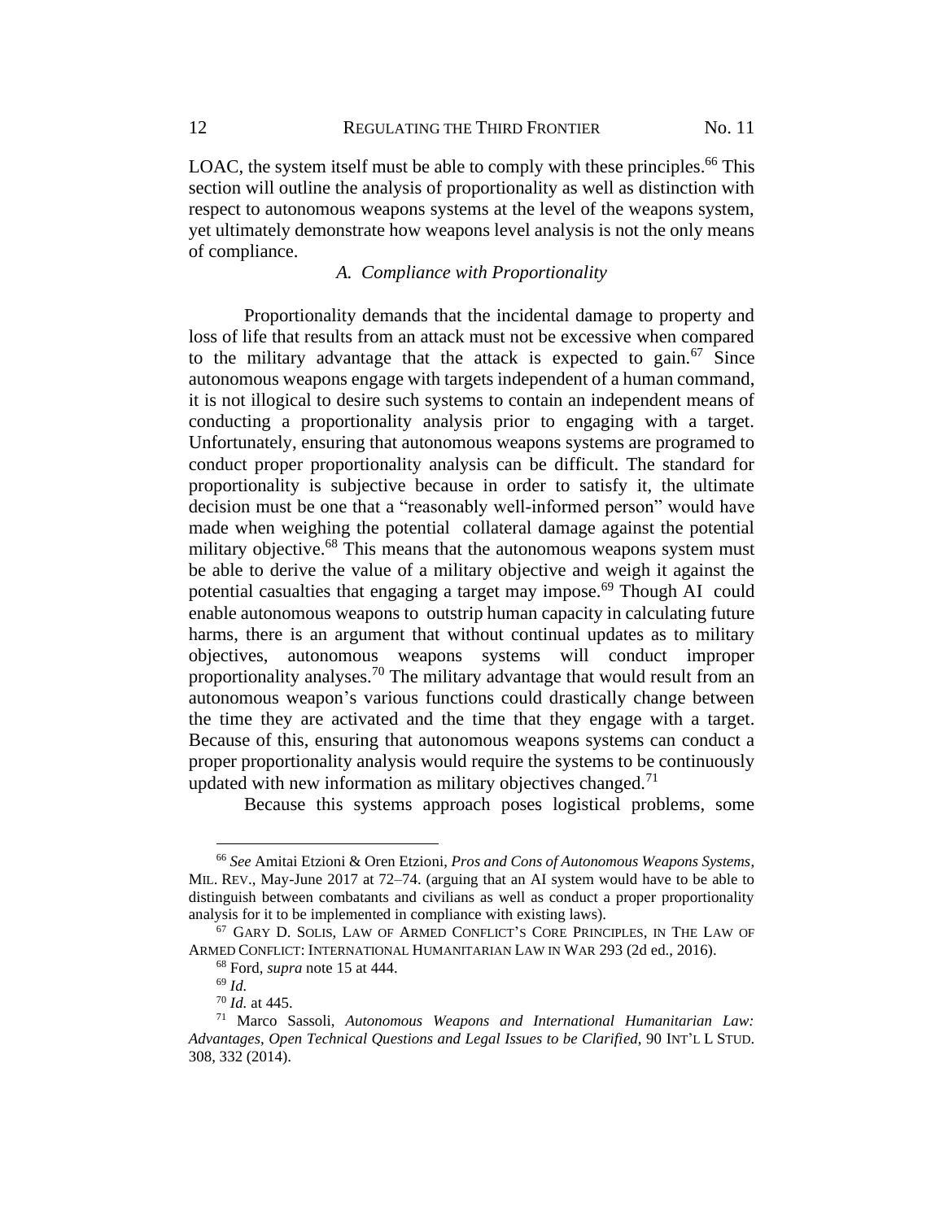LOAC, the system itself must be able to comply with these principles.[66] This section will outline the analysis of proportionality as well as distinction with respect to autonomous weapons systems at the level of the weapons system, yet ultimately demonstrate how weapons level analysis is not the only means of compliance.

### *A. Compliance with Proportionality*

Proportionality demands that the incidental damage to property and loss of life that results from an attack must not be excessive when compared to the military advantage that the attack is expected to gain.[67] Since autonomous weapons engage with targets independent of a human command, it is not illogical to desire such systems to contain an independent means of conducting a proportionality analysis prior to engaging with a target. Unfortunately, ensuring that autonomous weapons systems are programed to conduct proper proportionality analysis can be difficult. The standard for proportionality is subjective because in order to satisfy it, the ultimate decision must be one that a "reasonably well-informed person" would have made when weighing the potential collateral damage against the potential military objective.[68] This means that the autonomous weapons system must be able to derive the value of a military objective and weigh it against the potential casualties that engaging a target may impose.[69] Though AI could enable autonomous weapons to outstrip human capacity in calculating future harms, there is an argument that without continual updates as to military objectives, autonomous weapons systems will conduct improper proportionality analyses.[70] The military advantage that would result from an autonomous weapon's various functions could drastically change between the time they are activated and the time that they engage with a target. Because of this, ensuring that autonomous weapons systems can conduct a proper proportionality analysis would require the systems to be continuously updated with new information as military objectives changed.[71]

Because this systems approach poses logistical problems, some

---

[66] *See* Amitai Etzioni & Oren Etzioni, *Pros and Cons of Autonomous Weapons Systems*, MIL. REV., May-June 2017 at 72–74. (arguing that an AI system would have to be able to distinguish between combatants and civilians as well as conduct a proper proportionality analysis for it to be implemented in compliance with existing laws).

[67] GARY D. SOLIS, LAW OF ARMED CONFLICT'S CORE PRINCIPLES, IN THE LAW OF ARMED CONFLICT: INTERNATIONAL HUMANITARIAN LAW IN WAR 293 (2d ed., 2016).

[68] Ford, *supra* note 15 at 444.

[69] *Id.*

[70] *Id.* at 445.

[71] Marco Sassoli, *Autonomous Weapons and International Humanitarian Law: Advantages, Open Technical Questions and Legal Issues to be Clarified*, 90 INT'L L STUD. 308, 332 (2014).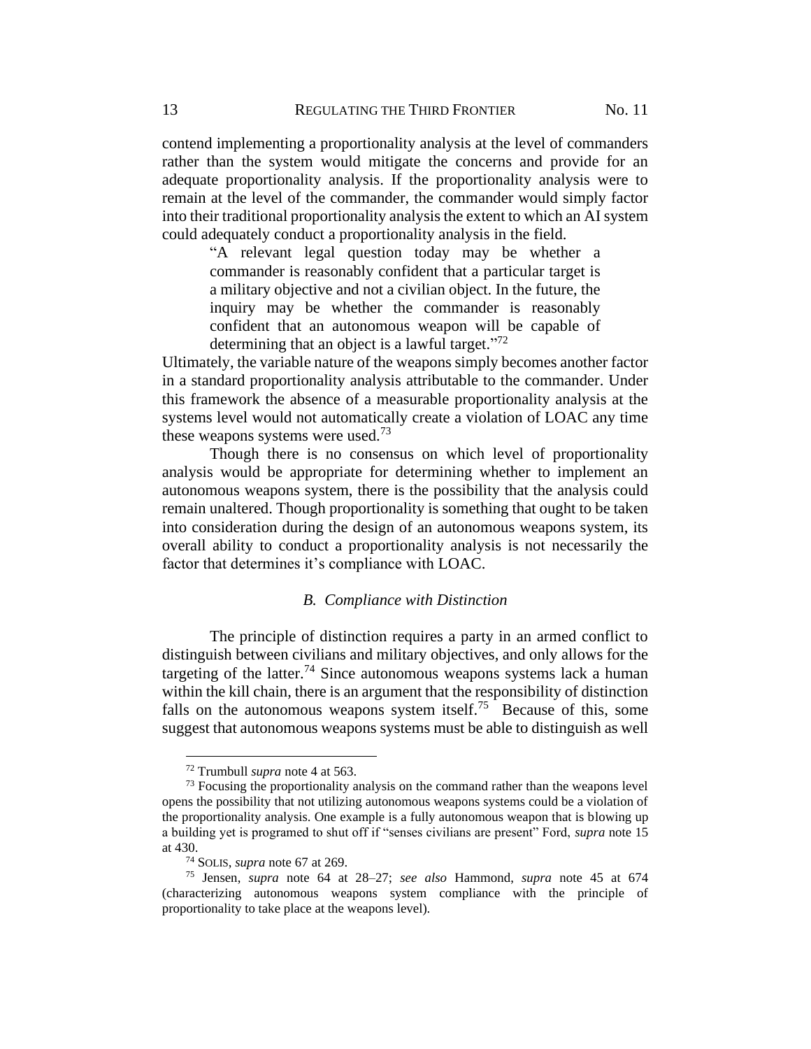contend implementing a proportionality analysis at the level of commanders rather than the system would mitigate the concerns and provide for an adequate proportionality analysis. If the proportionality analysis were to remain at the level of the commander, the commander would simply factor into their traditional proportionality analysis the extent to which an AI system could adequately conduct a proportionality analysis in the field.

> "A relevant legal question today may be whether a commander is reasonably confident that a particular target is a military objective and not a civilian object. In the future, the inquiry may be whether the commander is reasonably confident that an autonomous weapon will be capable of determining that an object is a lawful target."[72]

Ultimately, the variable nature of the weapons simply becomes another factor in a standard proportionality analysis attributable to the commander. Under this framework the absence of a measurable proportionality analysis at the systems level would not automatically create a violation of LOAC any time these weapons systems were used.[73]

Though there is no consensus on which level of proportionality analysis would be appropriate for determining whether to implement an autonomous weapons system, there is the possibility that the analysis could remain unaltered. Though proportionality is something that ought to be taken into consideration during the design of an autonomous weapons system, its overall ability to conduct a proportionality analysis is not necessarily the factor that determines it's compliance with LOAC.

### *B. Compliance with Distinction*

The principle of distinction requires a party in an armed conflict to distinguish between civilians and military objectives, and only allows for the targeting of the latter.[74] Since autonomous weapons systems lack a human within the kill chain, there is an argument that the responsibility of distinction falls on the autonomous weapons system itself.[75] Because of this, some suggest that autonomous weapons systems must be able to distinguish as well

---

[72] Trumbull *supra* note 4 at 563.

[73] Focusing the proportionality analysis on the command rather than the weapons level opens the possibility that not utilizing autonomous weapons systems could be a violation of the proportionality analysis. One example is a fully autonomous weapon that is blowing up a building yet is programed to shut off if "senses civilians are present" Ford, *supra* note 15 at 430.

[74] SOLIS, *supra* note 67 at 269.

[75] Jensen, *supra* note 64 at 28–27; *see also* Hammond, *supra* note 45 at 674 (characterizing autonomous weapons system compliance with the principle of proportionality to take place at the weapons level).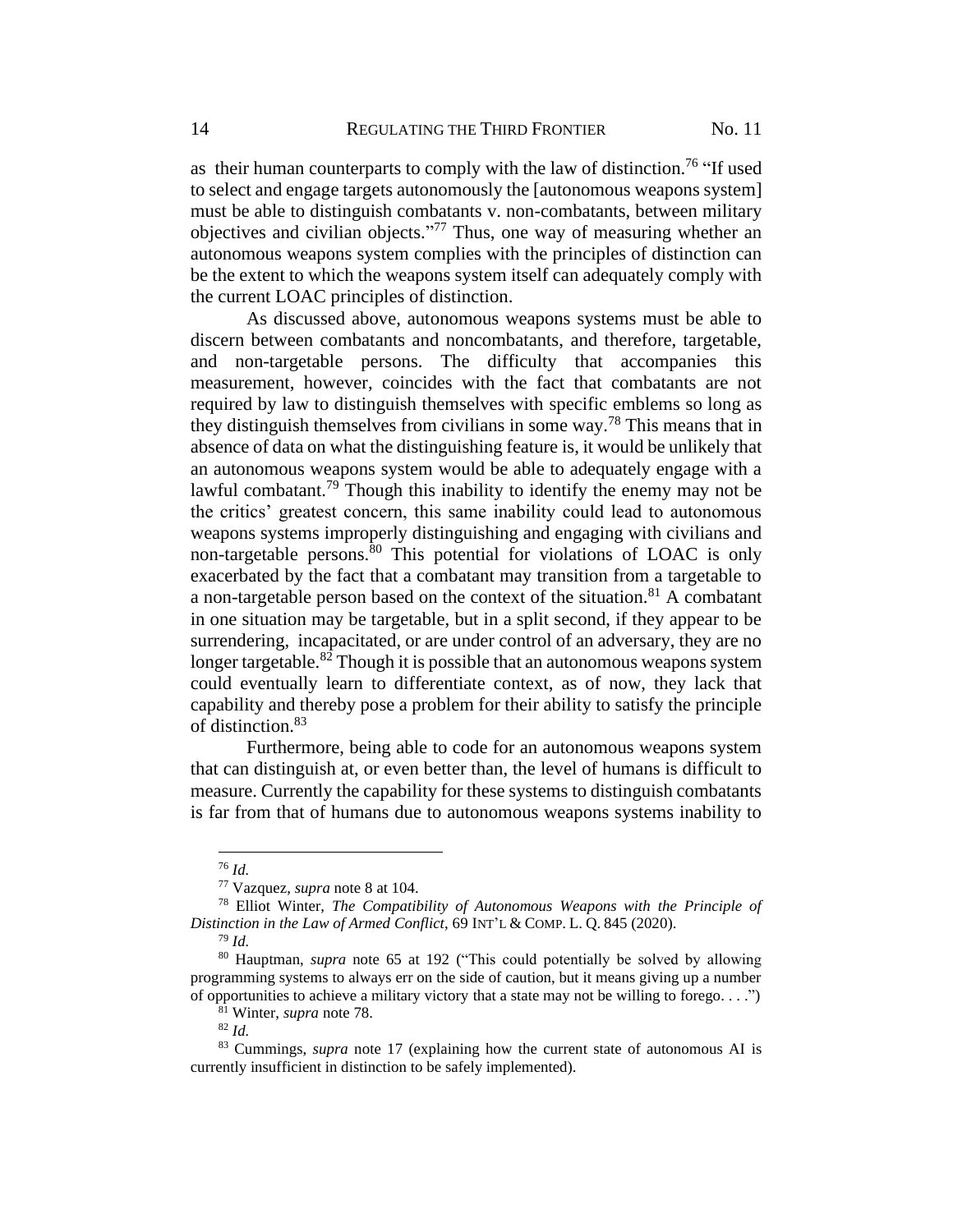as their human counterparts to comply with the law of distinction.[76] "If used to select and engage targets autonomously the [autonomous weapons system] must be able to distinguish combatants v. non-combatants, between military objectives and civilian objects."[77] Thus, one way of measuring whether an autonomous weapons system complies with the principles of distinction can be the extent to which the weapons system itself can adequately comply with the current LOAC principles of distinction.

As discussed above, autonomous weapons systems must be able to discern between combatants and noncombatants, and therefore, targetable, and non-targetable persons. The difficulty that accompanies this measurement, however, coincides with the fact that combatants are not required by law to distinguish themselves with specific emblems so long as they distinguish themselves from civilians in some way.[78] This means that in absence of data on what the distinguishing feature is, it would be unlikely that an autonomous weapons system would be able to adequately engage with a lawful combatant.[79] Though this inability to identify the enemy may not be the critics' greatest concern, this same inability could lead to autonomous weapons systems improperly distinguishing and engaging with civilians and non-targetable persons.[80] This potential for violations of LOAC is only exacerbated by the fact that a combatant may transition from a targetable to a non-targetable person based on the context of the situation.[81] A combatant in one situation may be targetable, but in a split second, if they appear to be surrendering, incapacitated, or are under control of an adversary, they are no longer targetable.[82] Though it is possible that an autonomous weapons system could eventually learn to differentiate context, as of now, they lack that capability and thereby pose a problem for their ability to satisfy the principle of distinction.[83]

Furthermore, being able to code for an autonomous weapons system that can distinguish at, or even better than, the level of humans is difficult to measure. Currently the capability for these systems to distinguish combatants is far from that of humans due to autonomous weapons systems inability to

---

[76] *Id.*

[77] Vazquez, *supra* note 8 at 104.

[78] Elliot Winter, *The Compatibility of Autonomous Weapons with the Principle of Distinction in the Law of Armed Conflict*, 69 INT'L & COMP. L. Q. 845 (2020).

[79] *Id.*

[80] Hauptman, *supra* note 65 at 192 ("This could potentially be solved by allowing programming systems to always err on the side of caution, but it means giving up a number of opportunities to achieve a military victory that a state may not be willing to forego. . . .")

[81] Winter, *supra* note 78.

[82] *Id.*

[83] Cummings, *supra* note 17 (explaining how the current state of autonomous AI is currently insufficient in distinction to be safely implemented).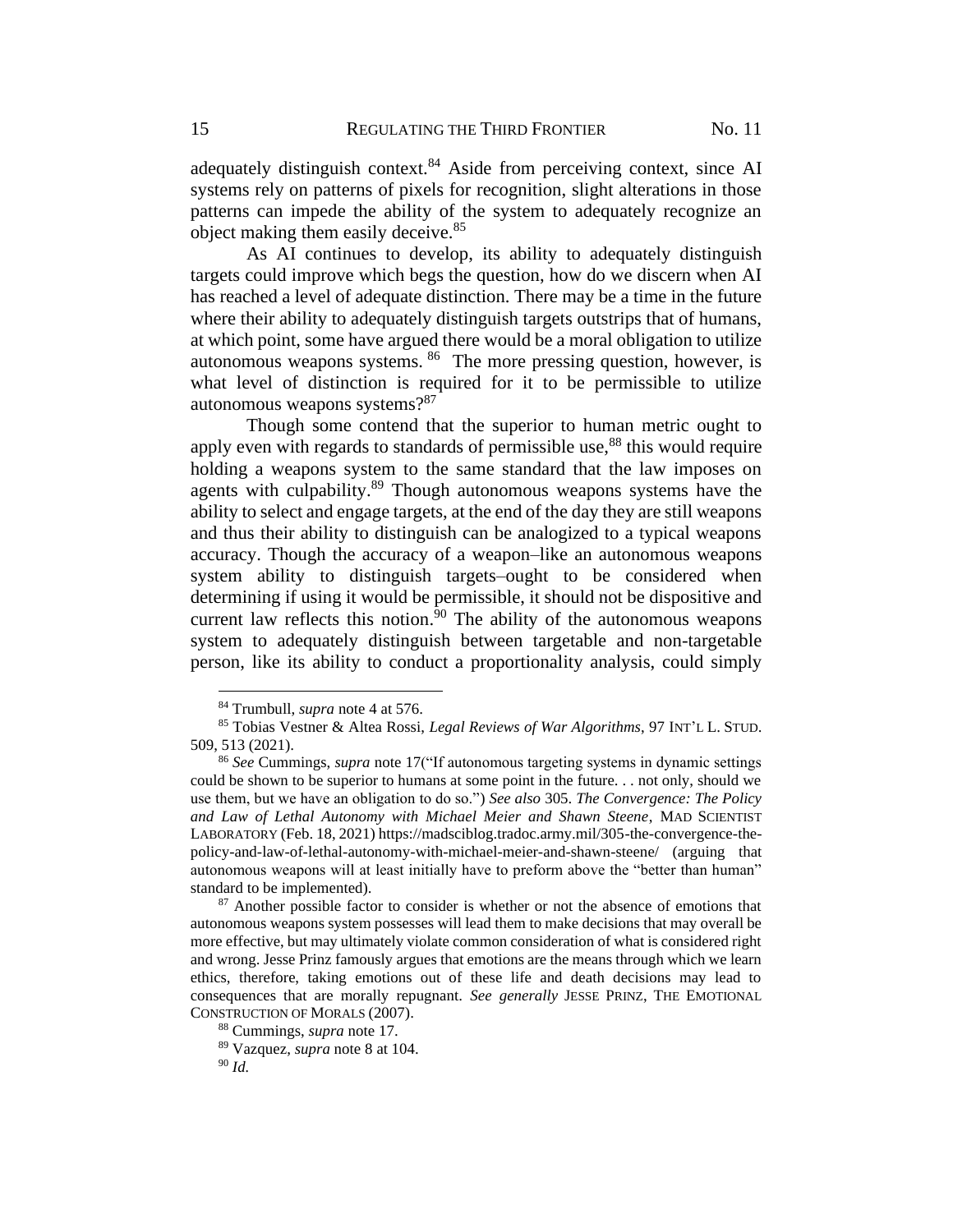adequately distinguish context.[84] Aside from perceiving context, since AI systems rely on patterns of pixels for recognition, slight alterations in those patterns can impede the ability of the system to adequately recognize an object making them easily deceive.[85]

As AI continues to develop, its ability to adequately distinguish targets could improve which begs the question, how do we discern when AI has reached a level of adequate distinction. There may be a time in the future where their ability to adequately distinguish targets outstrips that of humans, at which point, some have argued there would be a moral obligation to utilize autonomous weapons systems.[86] The more pressing question, however, is what level of distinction is required for it to be permissible to utilize autonomous weapons systems?[87]

Though some contend that the superior to human metric ought to apply even with regards to standards of permissible use,[88] this would require holding a weapons system to the same standard that the law imposes on agents with culpability.[89] Though autonomous weapons systems have the ability to select and engage targets, at the end of the day they are still weapons and thus their ability to distinguish can be analogized to a typical weapons accuracy. Though the accuracy of a weapon–like an autonomous weapons system ability to distinguish targets–ought to be considered when determining if using it would be permissible, it should not be dispositive and current law reflects this notion.[90] The ability of the autonomous weapons system to adequately distinguish between targetable and non-targetable person, like its ability to conduct a proportionality analysis, could simply

---

[84] Trumbull, *supra* note 4 at 576.

[85] Tobias Vestner & Altea Rossi, *Legal Reviews of War Algorithms*, 97 INT'L L. STUD. 509, 513 (2021).

[86] *See* Cummings, *supra* note 17("If autonomous targeting systems in dynamic settings could be shown to be superior to humans at some point in the future. . . not only, should we use them, but we have an obligation to do so.") *See also* 305. *The Convergence: The Policy and Law of Lethal Autonomy with Michael Meier and Shawn Steene*, MAD SCIENTIST LABORATORY (Feb. 18, 2021) https://madsciblog.tradoc.army.mil/305-the-convergence-the-policy-and-law-of-lethal-autonomy-with-michael-meier-and-shawn-steene/ (arguing that autonomous weapons will at least initially have to preform above the "better than human" standard to be implemented).

[87] Another possible factor to consider is whether or not the absence of emotions that autonomous weapons system possesses will lead them to make decisions that may overall be more effective, but may ultimately violate common consideration of what is considered right and wrong. Jesse Prinz famously argues that emotions are the means through which we learn ethics, therefore, taking emotions out of these life and death decisions may lead to consequences that are morally repugnant. *See generally* JESSE PRINZ, THE EMOTIONAL CONSTRUCTION OF MORALS (2007).

[88] Cummings, *supra* note 17.

[89] Vazquez, *supra* note 8 at 104.

[90] *Id.*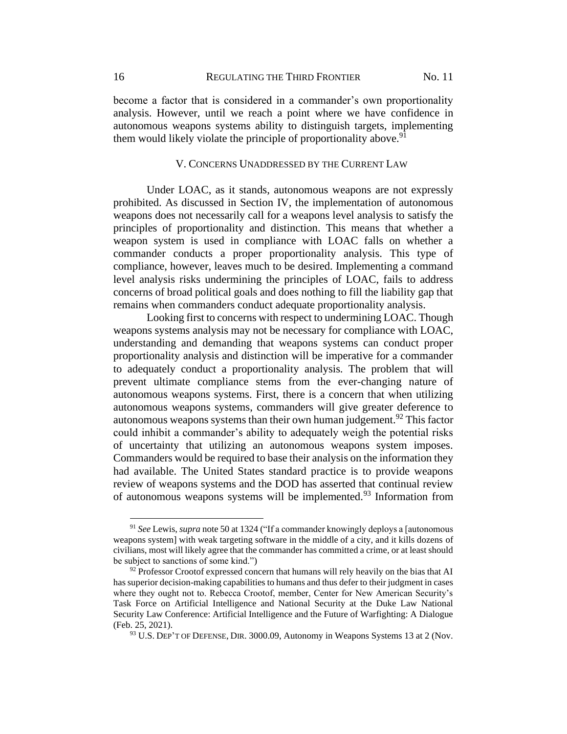become a factor that is considered in a commander's own proportionality analysis. However, until we reach a point where we have confidence in autonomous weapons systems ability to distinguish targets, implementing them would likely violate the principle of proportionality above.[91]

## V. CONCERNS UNADDRESSED BY THE CURRENT LAW

Under LOAC, as it stands, autonomous weapons are not expressly prohibited. As discussed in Section IV, the implementation of autonomous weapons does not necessarily call for a weapons level analysis to satisfy the principles of proportionality and distinction. This means that whether a weapon system is used in compliance with LOAC falls on whether a commander conducts a proper proportionality analysis. This type of compliance, however, leaves much to be desired. Implementing a command level analysis risks undermining the principles of LOAC, fails to address concerns of broad political goals and does nothing to fill the liability gap that remains when commanders conduct adequate proportionality analysis.

Looking first to concerns with respect to undermining LOAC. Though weapons systems analysis may not be necessary for compliance with LOAC, understanding and demanding that weapons systems can conduct proper proportionality analysis and distinction will be imperative for a commander to adequately conduct a proportionality analysis. The problem that will prevent ultimate compliance stems from the ever-changing nature of autonomous weapons systems. First, there is a concern that when utilizing autonomous weapons systems, commanders will give greater deference to autonomous weapons systems than their own human judgement.[92] This factor could inhibit a commander's ability to adequately weigh the potential risks of uncertainty that utilizing an autonomous weapons system imposes. Commanders would be required to base their analysis on the information they had available. The United States standard practice is to provide weapons review of weapons systems and the DOD has asserted that continual review of autonomous weapons systems will be implemented.[93] Information from

---

[91] *See* Lewis, *supra* note 50 at 1324 ("If a commander knowingly deploys a [autonomous weapons system] with weak targeting software in the middle of a city, and it kills dozens of civilians, most will likely agree that the commander has committed a crime, or at least should be subject to sanctions of some kind.")

[92] Professor Crootof expressed concern that humans will rely heavily on the bias that AI has superior decision-making capabilities to humans and thus defer to their judgment in cases where they ought not to. Rebecca Crootof, member, Center for New American Security's Task Force on Artificial Intelligence and National Security at the Duke Law National Security Law Conference: Artificial Intelligence and the Future of Warfighting: A Dialogue (Feb. 25, 2021).

[93] U.S. DEP'T OF DEFENSE, DIR. 3000.09, Autonomy in Weapons Systems 13 at 2 (Nov.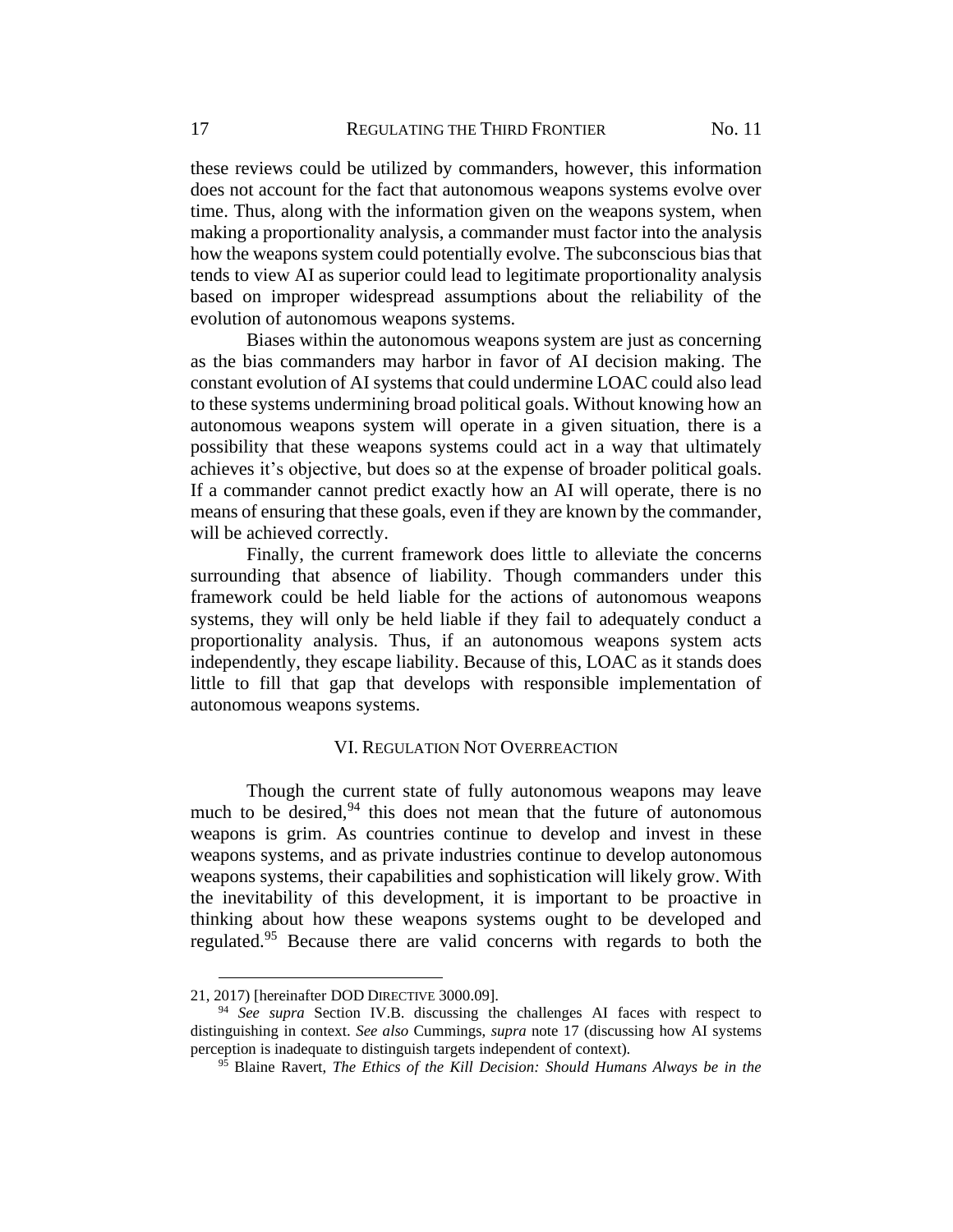these reviews could be utilized by commanders, however, this information does not account for the fact that autonomous weapons systems evolve over time. Thus, along with the information given on the weapons system, when making a proportionality analysis, a commander must factor into the analysis how the weapons system could potentially evolve. The subconscious bias that tends to view AI as superior could lead to legitimate proportionality analysis based on improper widespread assumptions about the reliability of the evolution of autonomous weapons systems.

Biases within the autonomous weapons system are just as concerning as the bias commanders may harbor in favor of AI decision making. The constant evolution of AI systems that could undermine LOAC could also lead to these systems undermining broad political goals. Without knowing how an autonomous weapons system will operate in a given situation, there is a possibility that these weapons systems could act in a way that ultimately achieves it's objective, but does so at the expense of broader political goals. If a commander cannot predict exactly how an AI will operate, there is no means of ensuring that these goals, even if they are known by the commander, will be achieved correctly.

Finally, the current framework does little to alleviate the concerns surrounding that absence of liability. Though commanders under this framework could be held liable for the actions of autonomous weapons systems, they will only be held liable if they fail to adequately conduct a proportionality analysis. Thus, if an autonomous weapons system acts independently, they escape liability. Because of this, LOAC as it stands does little to fill that gap that develops with responsible implementation of autonomous weapons systems.

## VI. Regulation Not Overreaction

Though the current state of fully autonomous weapons may leave much to be desired,[94] this does not mean that the future of autonomous weapons is grim. As countries continue to develop and invest in these weapons systems, and as private industries continue to develop autonomous weapons systems, their capabilities and sophistication will likely grow. With the inevitability of this development, it is important to be proactive in thinking about how these weapons systems ought to be developed and regulated.[95] Because there are valid concerns with regards to both the

---

21, 2017) [hereinafter DOD Directive 3000.09].

[94] *See supra* Section IV.B. discussing the challenges AI faces with respect to distinguishing in context. *See also* Cummings, *supra* note 17 (discussing how AI systems perception is inadequate to distinguish targets independent of context).

[95] Blaine Ravert, *The Ethics of the Kill Decision: Should Humans Always be in the*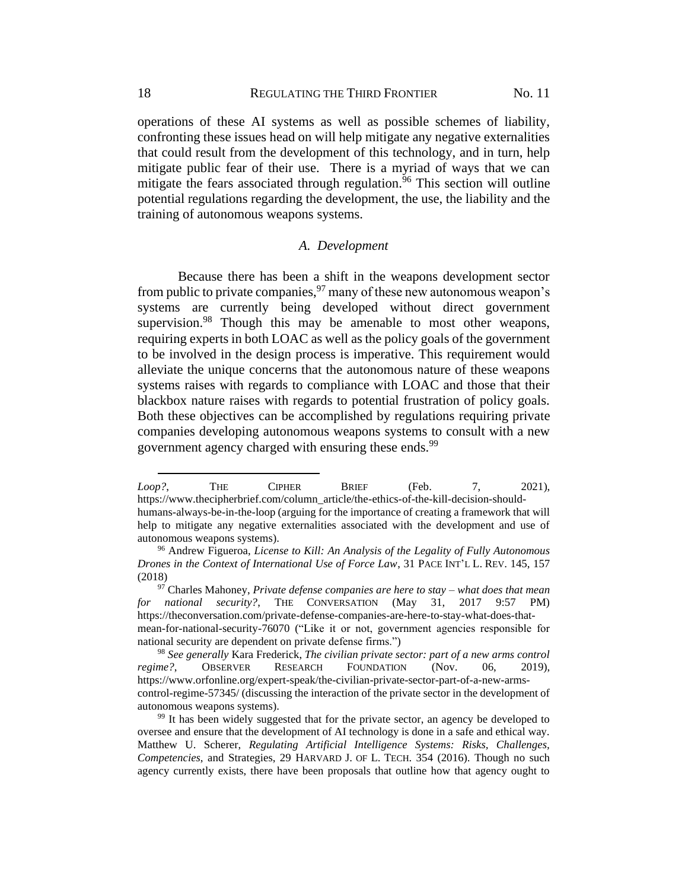operations of these AI systems as well as possible schemes of liability, confronting these issues head on will help mitigate any negative externalities that could result from the development of this technology, and in turn, help mitigate public fear of their use. There is a myriad of ways that we can mitigate the fears associated through regulation.[96] This section will outline potential regulations regarding the development, the use, the liability and the training of autonomous weapons systems.

### *A. Development*

Because there has been a shift in the weapons development sector from public to private companies,[97] many of these new autonomous weapon's systems are currently being developed without direct government supervision.[98] Though this may be amenable to most other weapons, requiring experts in both LOAC as well as the policy goals of the government to be involved in the design process is imperative. This requirement would alleviate the unique concerns that the autonomous nature of these weapons systems raises with regards to compliance with LOAC and those that their blackbox nature raises with regards to potential frustration of policy goals. Both these objectives can be accomplished by regulations requiring private companies developing autonomous weapons systems to consult with a new government agency charged with ensuring these ends.[99]

---

*Loop?*, THE CIPHER BRIEF (Feb. 7, 2021), https://www.thecipherbrief.com/column_article/the-ethics-of-the-kill-decision-should-humans-always-be-in-the-loop (arguing for the importance of creating a framework that will help to mitigate any negative externalities associated with the development and use of autonomous weapons systems).

[96] Andrew Figueroa, *License to Kill: An Analysis of the Legality of Fully Autonomous Drones in the Context of International Use of Force Law*, 31 PACE INT'L L. REV. 145, 157 (2018)

[97] Charles Mahoney, *Private defense companies are here to stay – what does that mean for national security?*, THE CONVERSATION (May 31, 2017 9:57 PM) https://theconversation.com/private-defense-companies-are-here-to-stay-what-does-that-mean-for-national-security-76070 ("Like it or not, government agencies responsible for national security are dependent on private defense firms.")

[98] *See generally* Kara Frederick, *The civilian private sector: part of a new arms control regime?*, OBSERVER RESEARCH FOUNDATION (Nov. 06, 2019), https://www.orfonline.org/expert-speak/the-civilian-private-sector-part-of-a-new-arms-control-regime-57345/ (discussing the interaction of the private sector in the development of autonomous weapons systems).

[99] It has been widely suggested that for the private sector, an agency be developed to oversee and ensure that the development of AI technology is done in a safe and ethical way. Matthew U. Scherer, *Regulating Artificial Intelligence Systems: Risks, Challenges, Competencies*, and Strategies, 29 HARVARD J. OF L. TECH. 354 (2016). Though no such agency currently exists, there have been proposals that outline how that agency ought to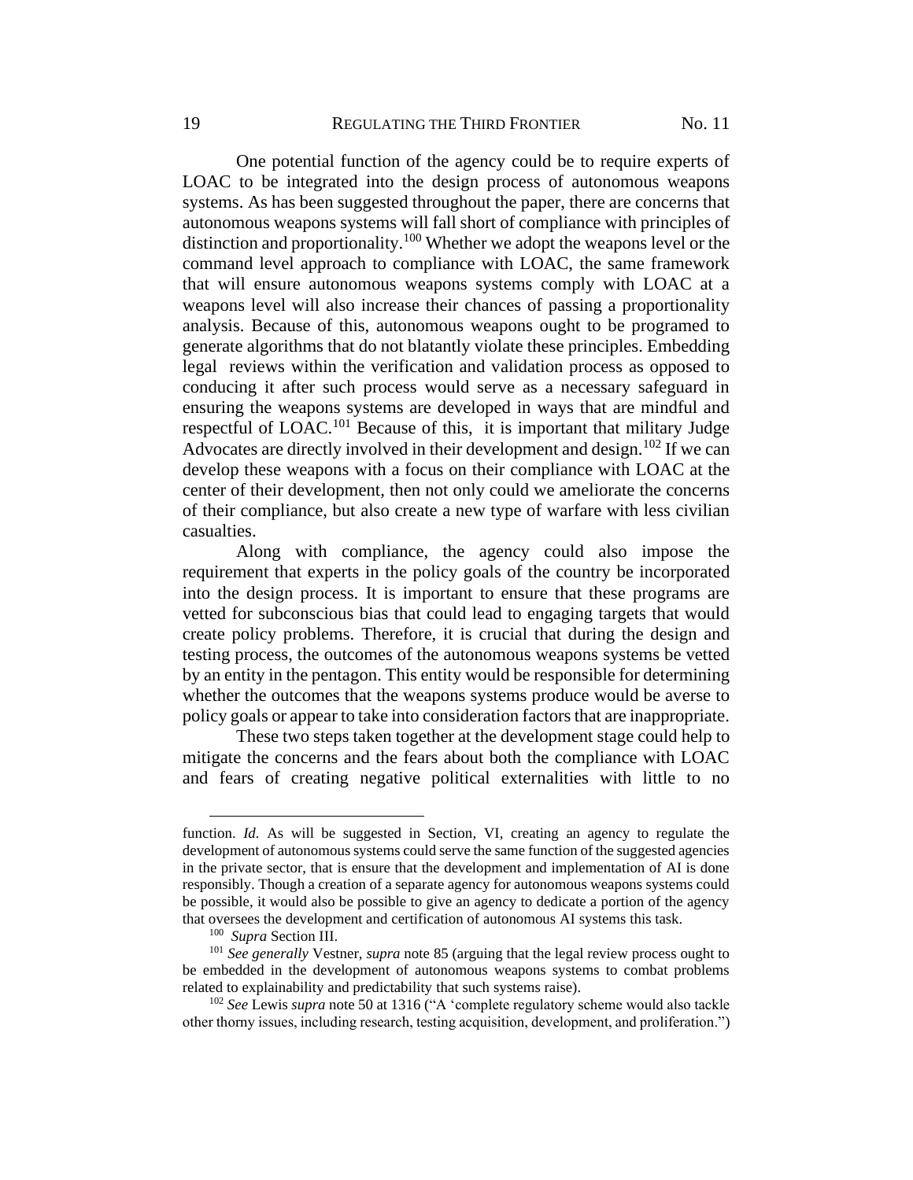One potential function of the agency could be to require experts of LOAC to be integrated into the design process of autonomous weapons systems. As has been suggested throughout the paper, there are concerns that autonomous weapons systems will fall short of compliance with principles of distinction and proportionality.[100] Whether we adopt the weapons level or the command level approach to compliance with LOAC, the same framework that will ensure autonomous weapons systems comply with LOAC at a weapons level will also increase their chances of passing a proportionality analysis. Because of this, autonomous weapons ought to be programed to generate algorithms that do not blatantly violate these principles. Embedding legal reviews within the verification and validation process as opposed to conducing it after such process would serve as a necessary safeguard in ensuring the weapons systems are developed in ways that are mindful and respectful of LOAC.[101] Because of this, it is important that military Judge Advocates are directly involved in their development and design.[102] If we can develop these weapons with a focus on their compliance with LOAC at the center of their development, then not only could we ameliorate the concerns of their compliance, but also create a new type of warfare with less civilian casualties.

Along with compliance, the agency could also impose the requirement that experts in the policy goals of the country be incorporated into the design process. It is important to ensure that these programs are vetted for subconscious bias that could lead to engaging targets that would create policy problems. Therefore, it is crucial that during the design and testing process, the outcomes of the autonomous weapons systems be vetted by an entity in the pentagon. This entity would be responsible for determining whether the outcomes that the weapons systems produce would be averse to policy goals or appear to take into consideration factors that are inappropriate.

These two steps taken together at the development stage could help to mitigate the concerns and the fears about both the compliance with LOAC and fears of creating negative political externalities with little to no

---

function. *Id.* As will be suggested in Section, VI, creating an agency to regulate the development of autonomous systems could serve the same function of the suggested agencies in the private sector, that is ensure that the development and implementation of AI is done responsibly. Though a creation of a separate agency for autonomous weapons systems could be possible, it would also be possible to give an agency to dedicate a portion of the agency that oversees the development and certification of autonomous AI systems this task.

[100] *Supra* Section III.

[101] *See generally* Vestner, *supra* note 85 (arguing that the legal review process ought to be embedded in the development of autonomous weapons systems to combat problems related to explainability and predictability that such systems raise).

[102] *See* Lewis *supra* note 50 at 1316 ("A 'complete regulatory scheme would also tackle other thorny issues, including research, testing acquisition, development, and proliferation.")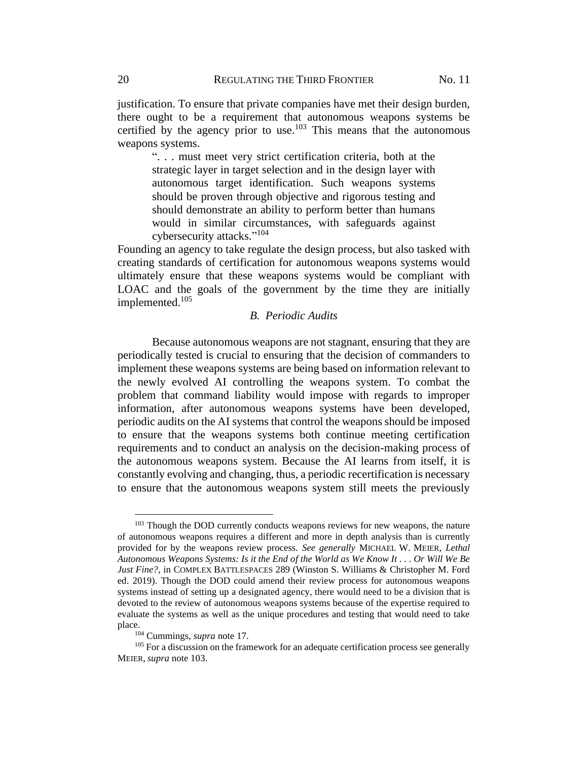justification. To ensure that private companies have met their design burden, there ought to be a requirement that autonomous weapons systems be certified by the agency prior to use.[103] This means that the autonomous weapons systems.

> ". . . must meet very strict certification criteria, both at the strategic layer in target selection and in the design layer with autonomous target identification. Such weapons systems should be proven through objective and rigorous testing and should demonstrate an ability to perform better than humans would in similar circumstances, with safeguards against cybersecurity attacks."[104]

Founding an agency to take regulate the design process, but also tasked with creating standards of certification for autonomous weapons systems would ultimately ensure that these weapons systems would be compliant with LOAC and the goals of the government by the time they are initially implemented.[105]

### *B. Periodic Audits*

Because autonomous weapons are not stagnant, ensuring that they are periodically tested is crucial to ensuring that the decision of commanders to implement these weapons systems are being based on information relevant to the newly evolved AI controlling the weapons system. To combat the problem that command liability would impose with regards to improper information, after autonomous weapons systems have been developed, periodic audits on the AI systems that control the weapons should be imposed to ensure that the weapons systems both continue meeting certification requirements and to conduct an analysis on the decision-making process of the autonomous weapons system. Because the AI learns from itself, it is constantly evolving and changing, thus, a periodic recertification is necessary to ensure that the autonomous weapons system still meets the previously

---

[103] Though the DOD currently conducts weapons reviews for new weapons, the nature of autonomous weapons requires a different and more in depth analysis than is currently provided for by the weapons review process. *See generally* MICHAEL W. MEIER, *Lethal Autonomous Weapons Systems: Is it the End of the World as We Know It . . . Or Will We Be Just Fine?*, in COMPLEX BATTLESPACES 289 (Winston S. Williams & Christopher M. Ford ed. 2019). Though the DOD could amend their review process for autonomous weapons systems instead of setting up a designated agency, there would need to be a division that is devoted to the review of autonomous weapons systems because of the expertise required to evaluate the systems as well as the unique procedures and testing that would need to take place.

[104] Cummings, *supra* note 17.

[105] For a discussion on the framework for an adequate certification process see generally MEIER, *supra* note 103.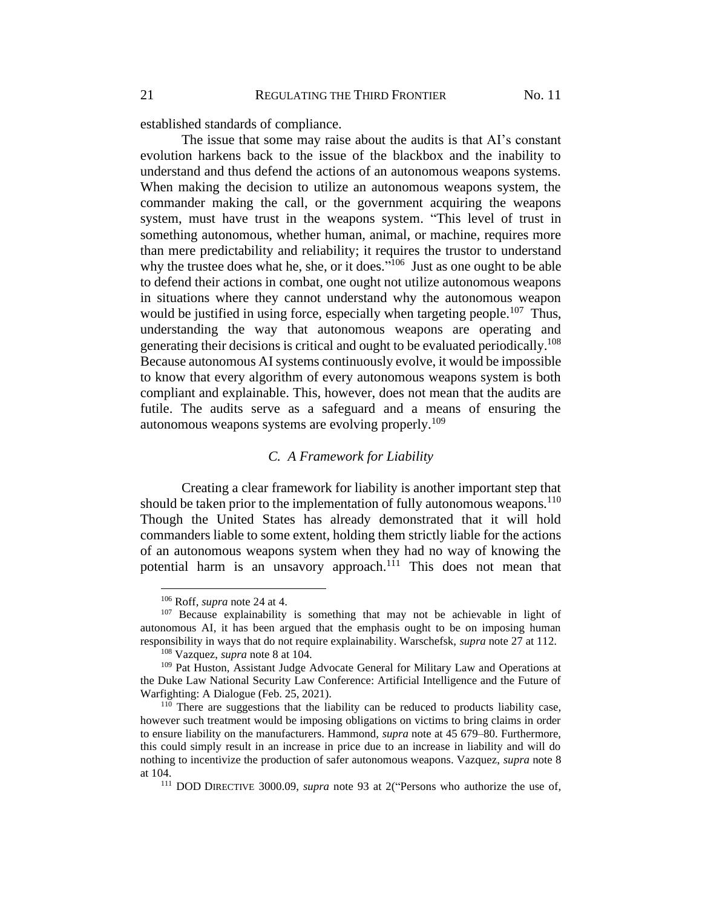established standards of compliance.

The issue that some may raise about the audits is that AI's constant evolution harkens back to the issue of the blackbox and the inability to understand and thus defend the actions of an autonomous weapons systems. When making the decision to utilize an autonomous weapons system, the commander making the call, or the government acquiring the weapons system, must have trust in the weapons system. "This level of trust in something autonomous, whether human, animal, or machine, requires more than mere predictability and reliability; it requires the trustor to understand why the trustee does what he, she, or it does."[106] Just as one ought to be able to defend their actions in combat, one ought not utilize autonomous weapons in situations where they cannot understand why the autonomous weapon would be justified in using force, especially when targeting people.[107] Thus, understanding the way that autonomous weapons are operating and generating their decisions is critical and ought to be evaluated periodically.[108] Because autonomous AI systems continuously evolve, it would be impossible to know that every algorithm of every autonomous weapons system is both compliant and explainable. This, however, does not mean that the audits are futile. The audits serve as a safeguard and a means of ensuring the autonomous weapons systems are evolving properly.[109]

### *C. A Framework for Liability*

Creating a clear framework for liability is another important step that should be taken prior to the implementation of fully autonomous weapons.[110] Though the United States has already demonstrated that it will hold commanders liable to some extent, holding them strictly liable for the actions of an autonomous weapons system when they had no way of knowing the potential harm is an unsavory approach.[111] This does not mean that

---

[106] Roff, *supra* note 24 at 4.

[107] Because explainability is something that may not be achievable in light of autonomous AI, it has been argued that the emphasis ought to be on imposing human responsibility in ways that do not require explainability. Warschefsk, *supra* note 27 at 112.

[108] Vazquez, *supra* note 8 at 104.

[109] Pat Huston, Assistant Judge Advocate General for Military Law and Operations at the Duke Law National Security Law Conference: Artificial Intelligence and the Future of Warfighting: A Dialogue (Feb. 25, 2021).

[110] There are suggestions that the liability can be reduced to products liability case, however such treatment would be imposing obligations on victims to bring claims in order to ensure liability on the manufacturers. Hammond, *supra* note at 45 679–80. Furthermore, this could simply result in an increase in price due to an increase in liability and will do nothing to incentivize the production of safer autonomous weapons. Vazquez, *supra* note 8 at 104.

[111] DOD DIRECTIVE 3000.09, *supra* note 93 at 2("Persons who authorize the use of,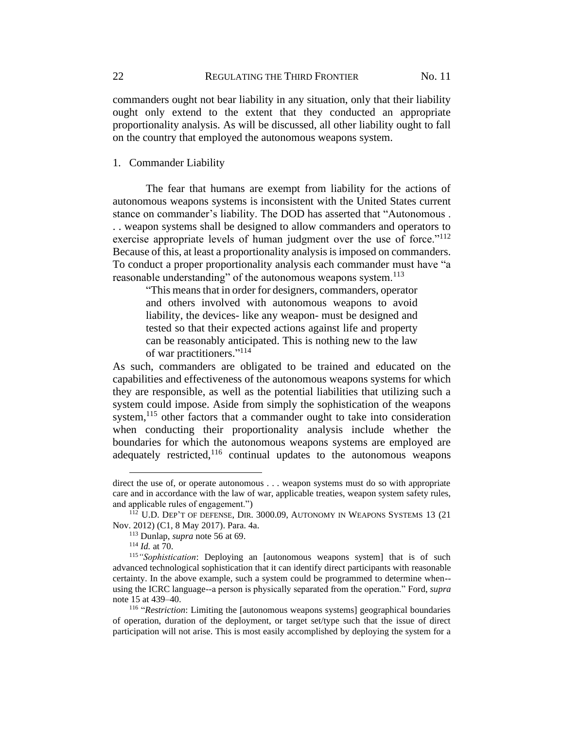commanders ought not bear liability in any situation, only that their liability ought only extend to the extent that they conducted an appropriate proportionality analysis. As will be discussed, all other liability ought to fall on the country that employed the autonomous weapons system.

1. Commander Liability

The fear that humans are exempt from liability for the actions of autonomous weapons systems is inconsistent with the United States current stance on commander's liability. The DOD has asserted that "Autonomous . . . weapon systems shall be designed to allow commanders and operators to exercise appropriate levels of human judgment over the use of force."[112] Because of this, at least a proportionality analysis is imposed on commanders. To conduct a proper proportionality analysis each commander must have "a reasonable understanding" of the autonomous weapons system.[113]

> "This means that in order for designers, commanders, operator and others involved with autonomous weapons to avoid liability, the devices- like any weapon- must be designed and tested so that their expected actions against life and property can be reasonably anticipated. This is nothing new to the law of war practitioners."[114]

As such, commanders are obligated to be trained and educated on the capabilities and effectiveness of the autonomous weapons systems for which they are responsible, as well as the potential liabilities that utilizing such a system could impose. Aside from simply the sophistication of the weapons system,[115] other factors that a commander ought to take into consideration when conducting their proportionality analysis include whether the boundaries for which the autonomous weapons systems are employed are adequately restricted,[116] continual updates to the autonomous weapons

---

direct the use of, or operate autonomous . . . weapon systems must do so with appropriate care and in accordance with the law of war, applicable treaties, weapon system safety rules, and applicable rules of engagement.")

[112] U.D. DEP'T OF DEFENSE, DIR. 3000.09, AUTONOMY IN WEAPONS SYSTEMS 13 (21 Nov. 2012) (C1, 8 May 2017). Para. 4a.

[113] Dunlap, *supra* note 56 at 69.

[114] *Id.* at 70.

[115] "*Sophistication*: Deploying an [autonomous weapons system] that is of such advanced technological sophistication that it can identify direct participants with reasonable certainty. In the above example, such a system could be programmed to determine when--using the ICRC language--a person is physically separated from the operation." Ford, *supra* note 15 at 439–40.

[116] "*Restriction*: Limiting the [autonomous weapons systems] geographical boundaries of operation, duration of the deployment, or target set/type such that the issue of direct participation will not arise. This is most easily accomplished by deploying the system for a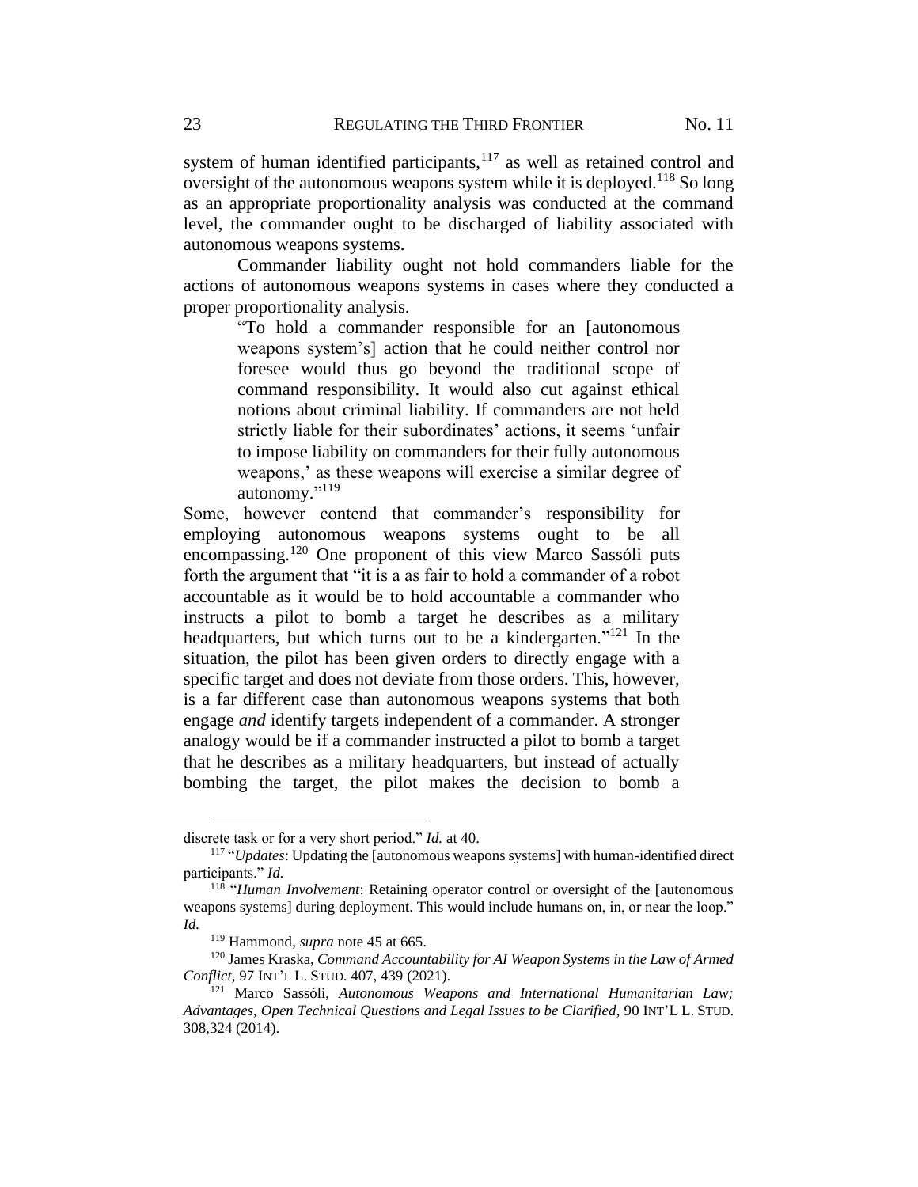system of human identified participants,[117] as well as retained control and oversight of the autonomous weapons system while it is deployed.[118] So long as an appropriate proportionality analysis was conducted at the command level, the commander ought to be discharged of liability associated with autonomous weapons systems.

Commander liability ought not hold commanders liable for the actions of autonomous weapons systems in cases where they conducted a proper proportionality analysis.

> "To hold a commander responsible for an [autonomous weapons system's] action that he could neither control nor foresee would thus go beyond the traditional scope of command responsibility. It would also cut against ethical notions about criminal liability. If commanders are not held strictly liable for their subordinates' actions, it seems 'unfair to impose liability on commanders for their fully autonomous weapons,' as these weapons will exercise a similar degree of autonomy."[119]

Some, however contend that commander's responsibility for employing autonomous weapons systems ought to be all encompassing.[120] One proponent of this view Marco Sassóli puts forth the argument that "it is a as fair to hold a commander of a robot accountable as it would be to hold accountable a commander who instructs a pilot to bomb a target he describes as a military headquarters, but which turns out to be a kindergarten."[121] In the situation, the pilot has been given orders to directly engage with a specific target and does not deviate from those orders. This, however, is a far different case than autonomous weapons systems that both engage *and* identify targets independent of a commander. A stronger analogy would be if a commander instructed a pilot to bomb a target that he describes as a military headquarters, but instead of actually bombing the target, the pilot makes the decision to bomb a

---

discrete task or for a very short period." *Id.* at 40.

[117] "*Updates*: Updating the [autonomous weapons systems] with human-identified direct participants." *Id.*

[118] "*Human Involvement*: Retaining operator control or oversight of the [autonomous weapons systems] during deployment. This would include humans on, in, or near the loop." *Id.*

[119] Hammond, *supra* note 45 at 665.

[120] James Kraska, *Command Accountability for AI Weapon Systems in the Law of Armed Conflict*, 97 INT'L L. STUD. 407, 439 (2021).

[121] Marco Sassóli, *Autonomous Weapons and International Humanitarian Law; Advantages, Open Technical Questions and Legal Issues to be Clarified*, 90 INT'L L. STUD. 308,324 (2014).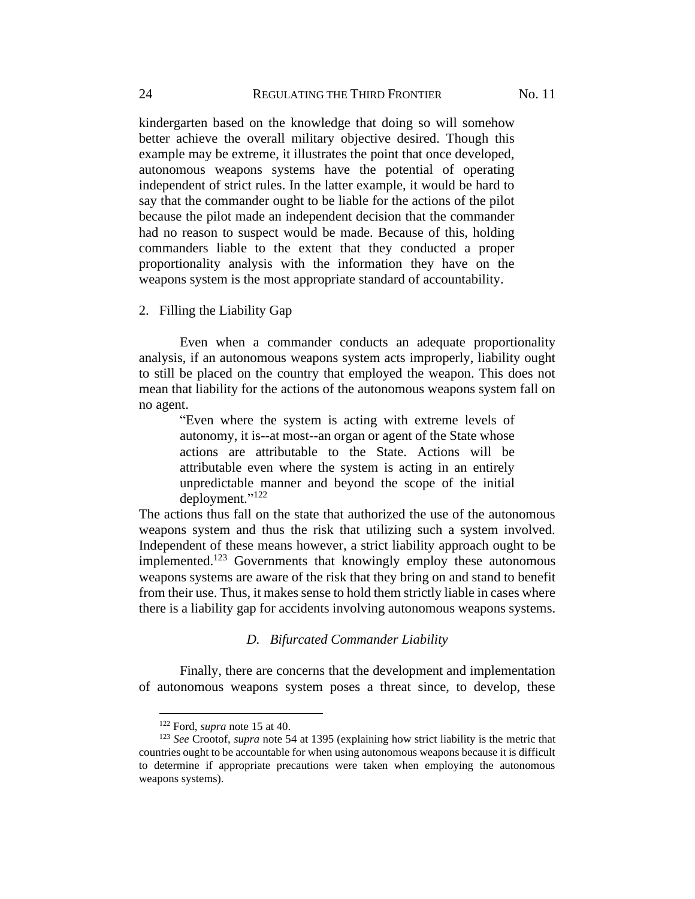kindergarten based on the knowledge that doing so will somehow better achieve the overall military objective desired. Though this example may be extreme, it illustrates the point that once developed, autonomous weapons systems have the potential of operating independent of strict rules. In the latter example, it would be hard to say that the commander ought to be liable for the actions of the pilot because the pilot made an independent decision that the commander had no reason to suspect would be made. Because of this, holding commanders liable to the extent that they conducted a proper proportionality analysis with the information they have on the weapons system is the most appropriate standard of accountability.

2. Filling the Liability Gap

Even when a commander conducts an adequate proportionality analysis, if an autonomous weapons system acts improperly, liability ought to still be placed on the country that employed the weapon. This does not mean that liability for the actions of the autonomous weapons system fall on no agent.

> "Even where the system is acting with extreme levels of autonomy, it is--at most--an organ or agent of the State whose actions are attributable to the State. Actions will be attributable even where the system is acting in an entirely unpredictable manner and beyond the scope of the initial deployment."[122]

The actions thus fall on the state that authorized the use of the autonomous weapons system and thus the risk that utilizing such a system involved. Independent of these means however, a strict liability approach ought to be implemented.[123] Governments that knowingly employ these autonomous weapons systems are aware of the risk that they bring on and stand to benefit from their use. Thus, it makes sense to hold them strictly liable in cases where there is a liability gap for accidents involving autonomous weapons systems.

### *D. Bifurcated Commander Liability*

Finally, there are concerns that the development and implementation of autonomous weapons system poses a threat since, to develop, these

---

[122] Ford, *supra* note 15 at 40.

[123] *See* Crootof, *supra* note 54 at 1395 (explaining how strict liability is the metric that countries ought to be accountable for when using autonomous weapons because it is difficult to determine if appropriate precautions were taken when employing the autonomous weapons systems).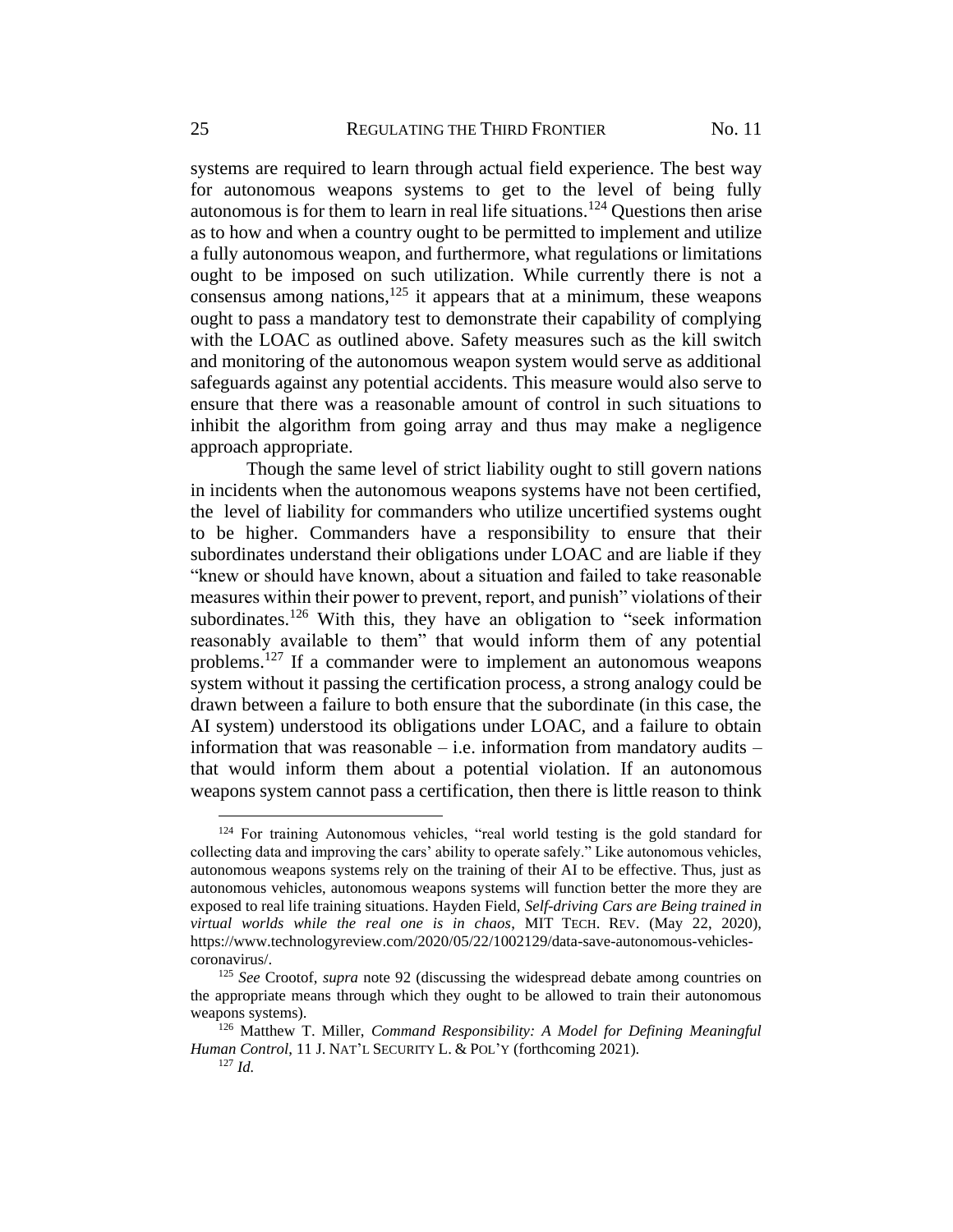systems are required to learn through actual field experience. The best way for autonomous weapons systems to get to the level of being fully autonomous is for them to learn in real life situations.[124] Questions then arise as to how and when a country ought to be permitted to implement and utilize a fully autonomous weapon, and furthermore, what regulations or limitations ought to be imposed on such utilization. While currently there is not a consensus among nations,[125] it appears that at a minimum, these weapons ought to pass a mandatory test to demonstrate their capability of complying with the LOAC as outlined above. Safety measures such as the kill switch and monitoring of the autonomous weapon system would serve as additional safeguards against any potential accidents. This measure would also serve to ensure that there was a reasonable amount of control in such situations to inhibit the algorithm from going array and thus may make a negligence approach appropriate.

Though the same level of strict liability ought to still govern nations in incidents when the autonomous weapons systems have not been certified, the level of liability for commanders who utilize uncertified systems ought to be higher. Commanders have a responsibility to ensure that their subordinates understand their obligations under LOAC and are liable if they "knew or should have known, about a situation and failed to take reasonable measures within their power to prevent, report, and punish" violations of their subordinates.[126] With this, they have an obligation to "seek information reasonably available to them" that would inform them of any potential problems.[127] If a commander were to implement an autonomous weapons system without it passing the certification process, a strong analogy could be drawn between a failure to both ensure that the subordinate (in this case, the AI system) understood its obligations under LOAC, and a failure to obtain information that was reasonable – i.e. information from mandatory audits – that would inform them about a potential violation. If an autonomous weapons system cannot pass a certification, then there is little reason to think

---

[124] For training Autonomous vehicles, "real world testing is the gold standard for collecting data and improving the cars' ability to operate safely." Like autonomous vehicles, autonomous weapons systems rely on the training of their AI to be effective. Thus, just as autonomous vehicles, autonomous weapons systems will function better the more they are exposed to real life training situations. Hayden Field, *Self-driving Cars are Being trained in virtual worlds while the real one is in chaos*, MIT TECH. REV. (May 22, 2020), https://www.technologyreview.com/2020/05/22/1002129/data-save-autonomous-vehicles-coronavirus/.

[125] *See* Crootof, *supra* note 92 (discussing the widespread debate among countries on the appropriate means through which they ought to be allowed to train their autonomous weapons systems).

[126] Matthew T. Miller, *Command Responsibility: A Model for Defining Meaningful Human Control*, 11 J. NAT'L SECURITY L. & POL'Y (forthcoming 2021).

[127] *Id.*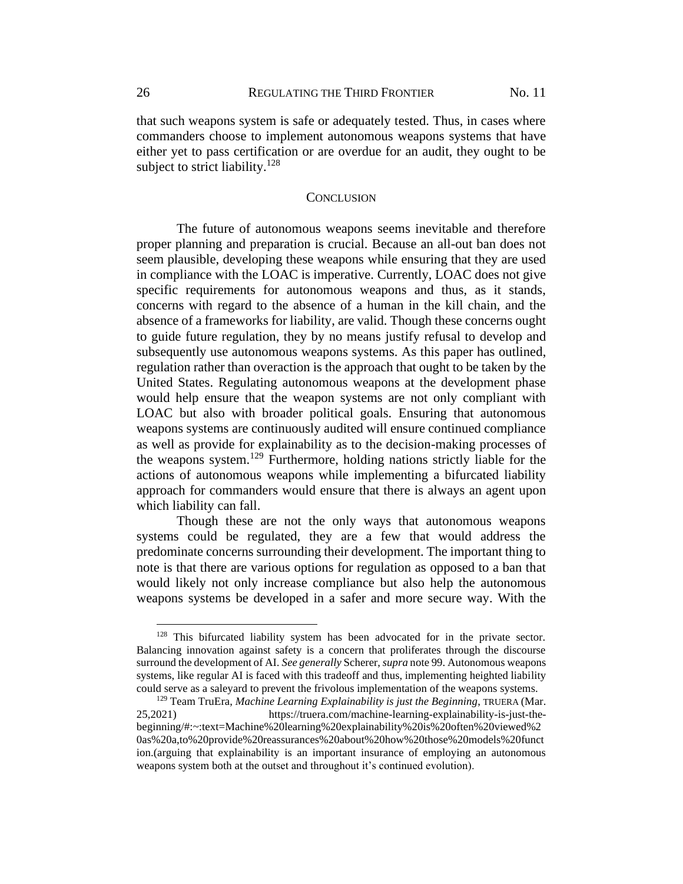that such weapons system is safe or adequately tested. Thus, in cases where commanders choose to implement autonomous weapons systems that have either yet to pass certification or are overdue for an audit, they ought to be subject to strict liability.[128]

## CONCLUSION

The future of autonomous weapons seems inevitable and therefore proper planning and preparation is crucial. Because an all-out ban does not seem plausible, developing these weapons while ensuring that they are used in compliance with the LOAC is imperative. Currently, LOAC does not give specific requirements for autonomous weapons and thus, as it stands, concerns with regard to the absence of a human in the kill chain, and the absence of a frameworks for liability, are valid. Though these concerns ought to guide future regulation, they by no means justify refusal to develop and subsequently use autonomous weapons systems. As this paper has outlined, regulation rather than overaction is the approach that ought to be taken by the United States. Regulating autonomous weapons at the development phase would help ensure that the weapon systems are not only compliant with LOAC but also with broader political goals. Ensuring that autonomous weapons systems are continuously audited will ensure continued compliance as well as provide for explainability as to the decision-making processes of the weapons system.[129] Furthermore, holding nations strictly liable for the actions of autonomous weapons while implementing a bifurcated liability approach for commanders would ensure that there is always an agent upon which liability can fall.

Though these are not the only ways that autonomous weapons systems could be regulated, they are a few that would address the predominate concerns surrounding their development. The important thing to note is that there are various options for regulation as opposed to a ban that would likely not only increase compliance but also help the autonomous weapons systems be developed in a safer and more secure way. With the

---

[128] This bifurcated liability system has been advocated for in the private sector. Balancing innovation against safety is a concern that proliferates through the discourse surround the development of AI. *See generally* Scherer, *supra* note 99. Autonomous weapons systems, like regular AI is faced with this tradeoff and thus, implementing heighted liability could serve as a saleyard to prevent the frivolous implementation of the weapons systems.

[129] Team TruEra, *Machine Learning Explainability is just the Beginning*, TRUERA (Mar. 25,2021) https://truera.com/machine-learning-explainability-is-just-the-beginning/#:~:text=Machine%20learning%20explainability%20is%20often%20viewed%20as%20a,to%20provide%20reassurances%20about%20how%20those%20models%20function.(arguing that explainability is an important insurance of employing an autonomous weapons system both at the outset and throughout it's continued evolution).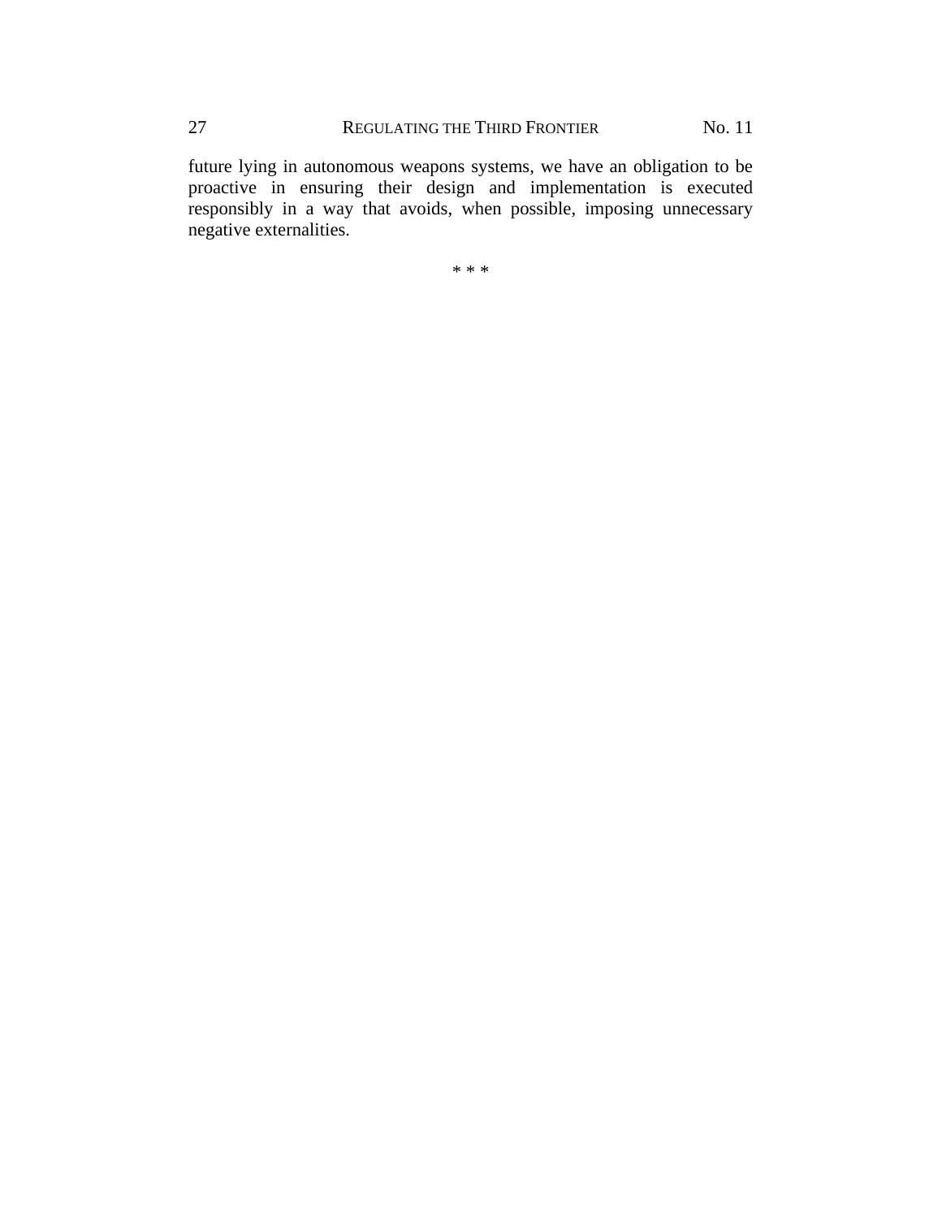future lying in autonomous weapons systems, we have an obligation to be proactive in ensuring their design and implementation is executed responsibly in a way that avoids, when possible, imposing unnecessary negative externalities.

* * *